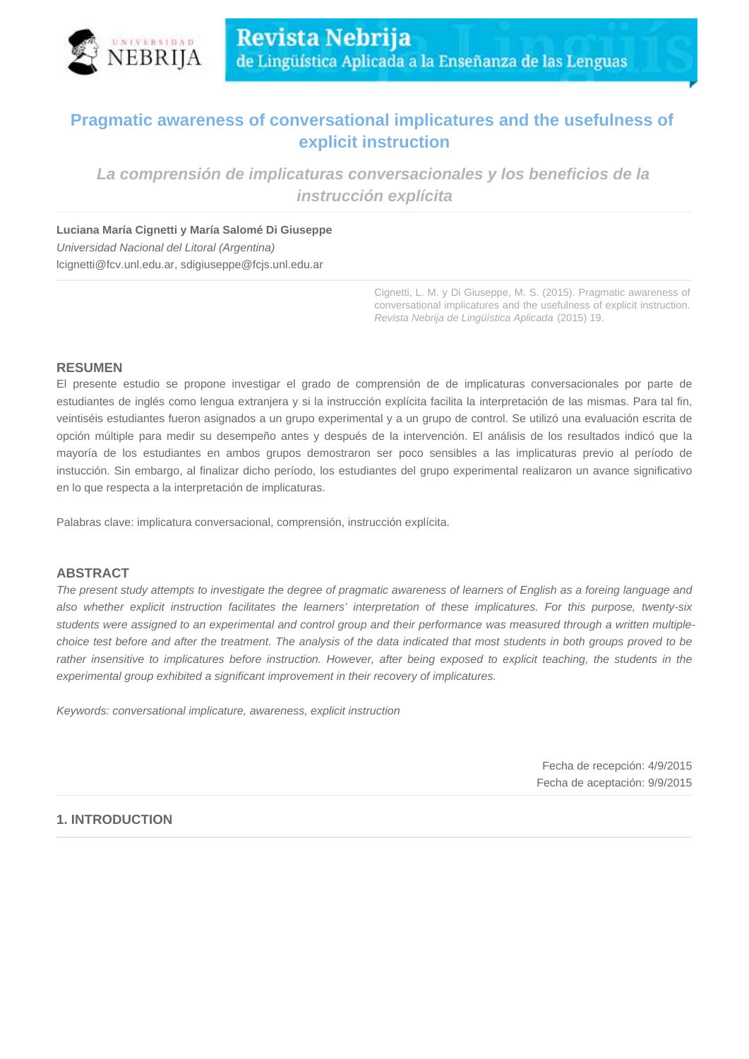# Pragmatic awareness of conversational implicatures and the usefulness of explicit instruction

## *La comprensión de implicaturas conversacionales y los beneficios de la instrucción explícita*

**Luciana María Cignetti y María Salomé Di Giuseppe**
*Universidad Nacional del Litoral (Argentina)*
lcignetti@fcv.unl.edu.ar, sdigiuseppe@fcjs.unl.edu.ar

Cignetti, L. M. y Di Giuseppe, M. S. (2015). Pragmatic awareness of conversational implicatures and the usefulness of explicit instruction. *Revista Nebrija de Lingüística Aplicada* (2015) 19.

## RESUMEN

El presente estudio se propone investigar el grado de comprensión de de implicaturas conversacionales por parte de estudiantes de inglés como lengua extranjera y si la instrucción explícita facilita la interpretación de las mismas. Para tal fin, veintiséis estudiantes fueron asignados a un grupo experimental y a un grupo de control. Se utilizó una evaluación escrita de opción múltiple para medir su desempeño antes y después de la intervención. El análisis de los resultados indicó que la mayoría de los estudiantes en ambos grupos demostraron ser poco sensibles a las implicaturas previo al período de instucción. Sin embargo, al finalizar dicho período, los estudiantes del grupo experimental realizaron un avance significativo en lo que respecta a la interpretación de implicaturas.

Palabras clave: implicatura conversacional, comprensión, instrucción explícita.

## ABSTRACT

*The present study attempts to investigate the degree of pragmatic awareness of learners of English as a foreing language and also whether explicit instruction facilitates the learners' interpretation of these implicatures. For this purpose, twenty-six students were assigned to an experimental and control group and their performance was measured through a written multiple-choice test before and after the treatment. The analysis of the data indicated that most students in both groups proved to be rather insensitive to implicatures before instruction. However, after being exposed to explicit teaching, the students in the experimental group exhibited a significant improvement in their recovery of implicatures.*

*Keywords: conversational implicature, awareness, explicit instruction*

Fecha de recepción: 4/9/2015
Fecha de aceptación: 9/9/2015

## 1. INTRODUCTION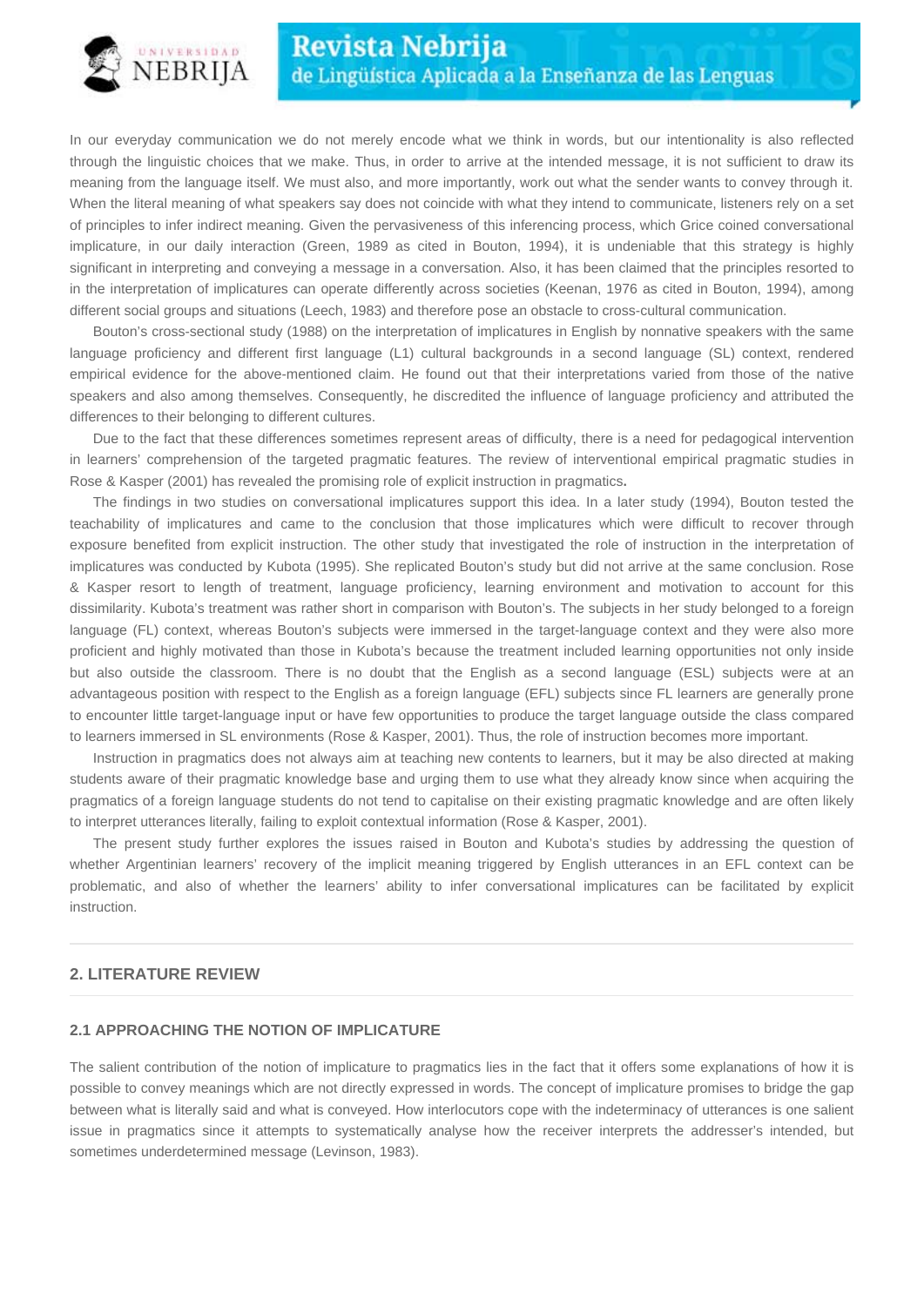In our everyday communication we do not merely encode what we think in words, but our intentionality is also reflected through the linguistic choices that we make. Thus, in order to arrive at the intended message, it is not sufficient to draw its meaning from the language itself. We must also, and more importantly, work out what the sender wants to convey through it. When the literal meaning of what speakers say does not coincide with what they intend to communicate, listeners rely on a set of principles to infer indirect meaning. Given the pervasiveness of this inferencing process, which Grice coined conversational implicature, in our daily interaction (Green, 1989 as cited in Bouton, 1994), it is undeniable that this strategy is highly significant in interpreting and conveying a message in a conversation. Also, it has been claimed that the principles resorted to in the interpretation of implicatures can operate differently across societies (Keenan, 1976 as cited in Bouton, 1994), among different social groups and situations (Leech, 1983) and therefore pose an obstacle to cross-cultural communication.

Bouton's cross-sectional study (1988) on the interpretation of implicatures in English by nonnative speakers with the same language proficiency and different first language (L1) cultural backgrounds in a second language (SL) context, rendered empirical evidence for the above-mentioned claim. He found out that their interpretations varied from those of the native speakers and also among themselves. Consequently, he discredited the influence of language proficiency and attributed the differences to their belonging to different cultures.

Due to the fact that these differences sometimes represent areas of difficulty, there is a need for pedagogical intervention in learners' comprehension of the targeted pragmatic features. The review of interventional empirical pragmatic studies in Rose & Kasper (2001) has revealed the promising role of explicit instruction in pragmatics.

The findings in two studies on conversational implicatures support this idea. In a later study (1994), Bouton tested the teachability of implicatures and came to the conclusion that those implicatures which were difficult to recover through exposure benefited from explicit instruction. The other study that investigated the role of instruction in the interpretation of implicatures was conducted by Kubota (1995). She replicated Bouton's study but did not arrive at the same conclusion. Rose & Kasper resort to length of treatment, language proficiency, learning environment and motivation to account for this dissimilarity. Kubota's treatment was rather short in comparison with Bouton's. The subjects in her study belonged to a foreign language (FL) context, whereas Bouton's subjects were immersed in the target-language context and they were also more proficient and highly motivated than those in Kubota's because the treatment included learning opportunities not only inside but also outside the classroom. There is no doubt that the English as a second language (ESL) subjects were at an advantageous position with respect to the English as a foreign language (EFL) subjects since FL learners are generally prone to encounter little target-language input or have few opportunities to produce the target language outside the class compared to learners immersed in SL environments (Rose & Kasper, 2001). Thus, the role of instruction becomes more important.

Instruction in pragmatics does not always aim at teaching new contents to learners, but it may be also directed at making students aware of their pragmatic knowledge base and urging them to use what they already know since when acquiring the pragmatics of a foreign language students do not tend to capitalise on their existing pragmatic knowledge and are often likely to interpret utterances literally, failing to exploit contextual information (Rose & Kasper, 2001).

The present study further explores the issues raised in Bouton and Kubota's studies by addressing the question of whether Argentinian learners' recovery of the implicit meaning triggered by English utterances in an EFL context can be problematic, and also of whether the learners' ability to infer conversational implicatures can be facilitated by explicit instruction.

## 2. LITERATURE REVIEW

### 2.1 APPROACHING THE NOTION OF IMPLICATURE

The salient contribution of the notion of implicature to pragmatics lies in the fact that it offers some explanations of how it is possible to convey meanings which are not directly expressed in words. The concept of implicature promises to bridge the gap between what is literally said and what is conveyed. How interlocutors cope with the indeterminacy of utterances is one salient issue in pragmatics since it attempts to systematically analyse how the receiver interprets the addresser's intended, but sometimes underdetermined message (Levinson, 1983).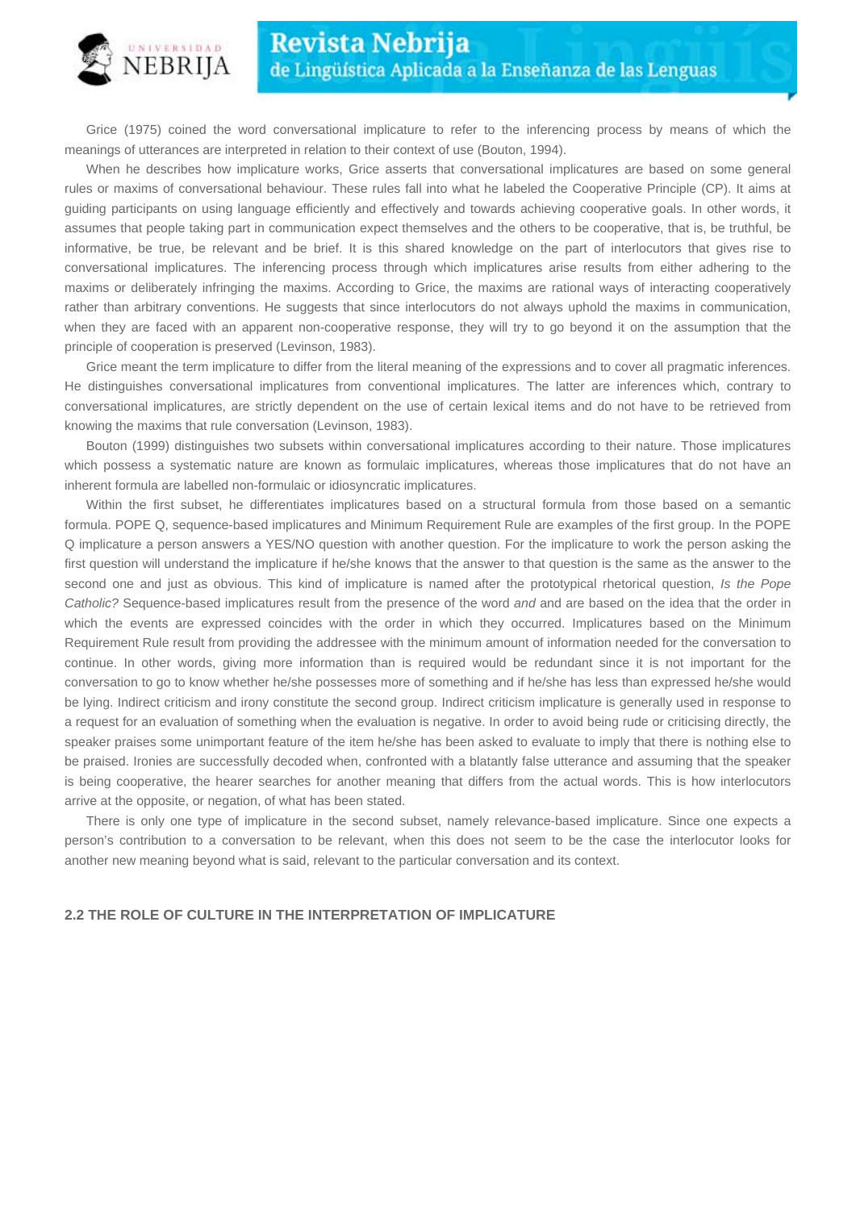Grice (1975) coined the word conversational implicature to refer to the inferencing process by means of which the meanings of utterances are interpreted in relation to their context of use (Bouton, 1994).

When he describes how implicature works, Grice asserts that conversational implicatures are based on some general rules or maxims of conversational behaviour. These rules fall into what he labeled the Cooperative Principle (CP). It aims at guiding participants on using language efficiently and effectively and towards achieving cooperative goals. In other words, it assumes that people taking part in communication expect themselves and the others to be cooperative, that is, be truthful, be informative, be true, be relevant and be brief. It is this shared knowledge on the part of interlocutors that gives rise to conversational implicatures. The inferencing process through which implicatures arise results from either adhering to the maxims or deliberately infringing the maxims. According to Grice, the maxims are rational ways of interacting cooperatively rather than arbitrary conventions. He suggests that since interlocutors do not always uphold the maxims in communication, when they are faced with an apparent non-cooperative response, they will try to go beyond it on the assumption that the principle of cooperation is preserved (Levinson, 1983).

Grice meant the term implicature to differ from the literal meaning of the expressions and to cover all pragmatic inferences. He distinguishes conversational implicatures from conventional implicatures. The latter are inferences which, contrary to conversational implicatures, are strictly dependent on the use of certain lexical items and do not have to be retrieved from knowing the maxims that rule conversation (Levinson, 1983).

Bouton (1999) distinguishes two subsets within conversational implicatures according to their nature. Those implicatures which possess a systematic nature are known as formulaic implicatures, whereas those implicatures that do not have an inherent formula are labelled non-formulaic or idiosyncratic implicatures.

Within the first subset, he differentiates implicatures based on a structural formula from those based on a semantic formula. POPE Q, sequence-based implicatures and Minimum Requirement Rule are examples of the first group. In the POPE Q implicature a person answers a YES/NO question with another question. For the implicature to work the person asking the first question will understand the implicature if he/she knows that the answer to that question is the same as the answer to the second one and just as obvious. This kind of implicature is named after the prototypical rhetorical question, *Is the Pope Catholic?* Sequence-based implicatures result from the presence of the word *and* and are based on the idea that the order in which the events are expressed coincides with the order in which they occurred. Implicatures based on the Minimum Requirement Rule result from providing the addressee with the minimum amount of information needed for the conversation to continue. In other words, giving more information than is required would be redundant since it is not important for the conversation to go to know whether he/she possesses more of something and if he/she has less than expressed he/she would be lying. Indirect criticism and irony constitute the second group. Indirect criticism implicature is generally used in response to a request for an evaluation of something when the evaluation is negative. In order to avoid being rude or criticising directly, the speaker praises some unimportant feature of the item he/she has been asked to evaluate to imply that there is nothing else to be praised. Ironies are successfully decoded when, confronted with a blatantly false utterance and assuming that the speaker is being cooperative, the hearer searches for another meaning that differs from the actual words. This is how interlocutors arrive at the opposite, or negation, of what has been stated.

There is only one type of implicature in the second subset, namely relevance-based implicature. Since one expects a person's contribution to a conversation to be relevant, when this does not seem to be the case the interlocutor looks for another new meaning beyond what is said, relevant to the particular conversation and its context.

## 2.2 THE ROLE OF CULTURE IN THE INTERPRETATION OF IMPLICATURE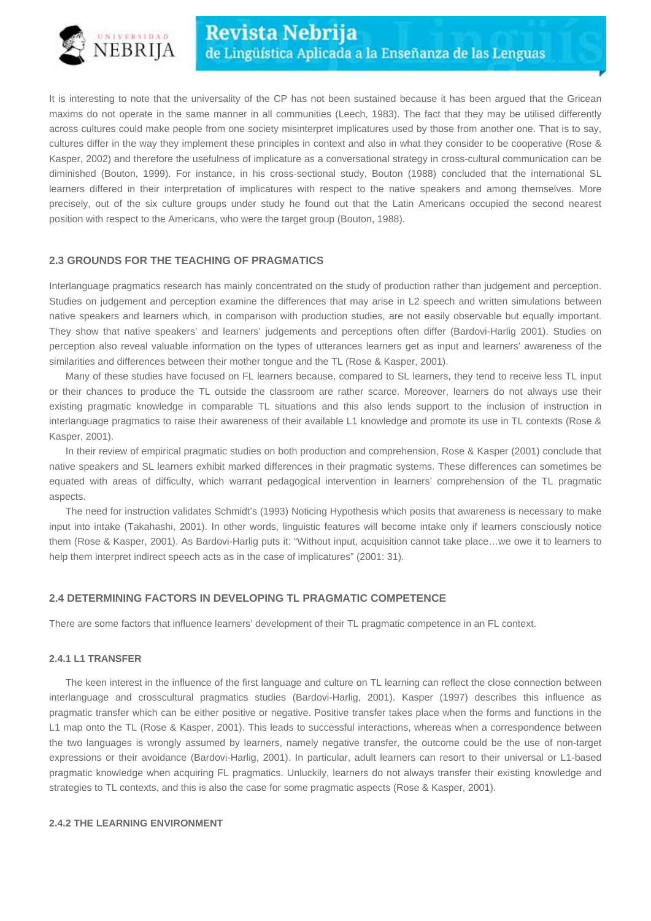It is interesting to note that the universality of the CP has not been sustained because it has been argued that the Gricean maxims do not operate in the same manner in all communities (Leech, 1983). The fact that they may be utilised differently across cultures could make people from one society misinterpret implicatures used by those from another one. That is to say, cultures differ in the way they implement these principles in context and also in what they consider to be cooperative (Rose & Kasper, 2002) and therefore the usefulness of implicature as a conversational strategy in cross-cultural communication can be diminished (Bouton, 1999). For instance, in his cross-sectional study, Bouton (1988) concluded that the international SL learners differed in their interpretation of implicatures with respect to the native speakers and among themselves. More precisely, out of the six culture groups under study he found out that the Latin Americans occupied the second nearest position with respect to the Americans, who were the target group (Bouton, 1988).

### 2.3 GROUNDS FOR THE TEACHING OF PRAGMATICS

Interlanguage pragmatics research has mainly concentrated on the study of production rather than judgement and perception. Studies on judgement and perception examine the differences that may arise in L2 speech and written simulations between native speakers and learners which, in comparison with production studies, are not easily observable but equally important. They show that native speakers' and learners' judgements and perceptions often differ (Bardovi-Harlig 2001). Studies on perception also reveal valuable information on the types of utterances learners get as input and learners' awareness of the similarities and differences between their mother tongue and the TL (Rose & Kasper, 2001).

Many of these studies have focused on FL learners because, compared to SL learners, they tend to receive less TL input or their chances to produce the TL outside the classroom are rather scarce. Moreover, learners do not always use their existing pragmatic knowledge in comparable TL situations and this also lends support to the inclusion of instruction in interlanguage pragmatics to raise their awareness of their available L1 knowledge and promote its use in TL contexts (Rose & Kasper, 2001).

In their review of empirical pragmatic studies on both production and comprehension, Rose & Kasper (2001) conclude that native speakers and SL learners exhibit marked differences in their pragmatic systems. These differences can sometimes be equated with areas of difficulty, which warrant pedagogical intervention in learners' comprehension of the TL pragmatic aspects.

The need for instruction validates Schmidt's (1993) Noticing Hypothesis which posits that awareness is necessary to make input into intake (Takahashi, 2001). In other words, linguistic features will become intake only if learners consciously notice them (Rose & Kasper, 2001). As Bardovi-Harlig puts it: "Without input, acquisition cannot take place…we owe it to learners to help them interpret indirect speech acts as in the case of implicatures" (2001: 31).

### 2.4 DETERMINING FACTORS IN DEVELOPING TL PRAGMATIC COMPETENCE

There are some factors that influence learners' development of their TL pragmatic competence in an FL context.

#### 2.4.1 L1 TRANSFER

The keen interest in the influence of the first language and culture on TL learning can reflect the close connection between interlanguage and crosscultural pragmatics studies (Bardovi-Harlig, 2001). Kasper (1997) describes this influence as pragmatic transfer which can be either positive or negative. Positive transfer takes place when the forms and functions in the L1 map onto the TL (Rose & Kasper, 2001). This leads to successful interactions, whereas when a correspondence between the two languages is wrongly assumed by learners, namely negative transfer, the outcome could be the use of non-target expressions or their avoidance (Bardovi-Harlig, 2001). In particular, adult learners can resort to their universal or L1-based pragmatic knowledge when acquiring FL pragmatics. Unluckily, learners do not always transfer their existing knowledge and strategies to TL contexts, and this is also the case for some pragmatic aspects (Rose & Kasper, 2001).

#### 2.4.2 THE LEARNING ENVIRONMENT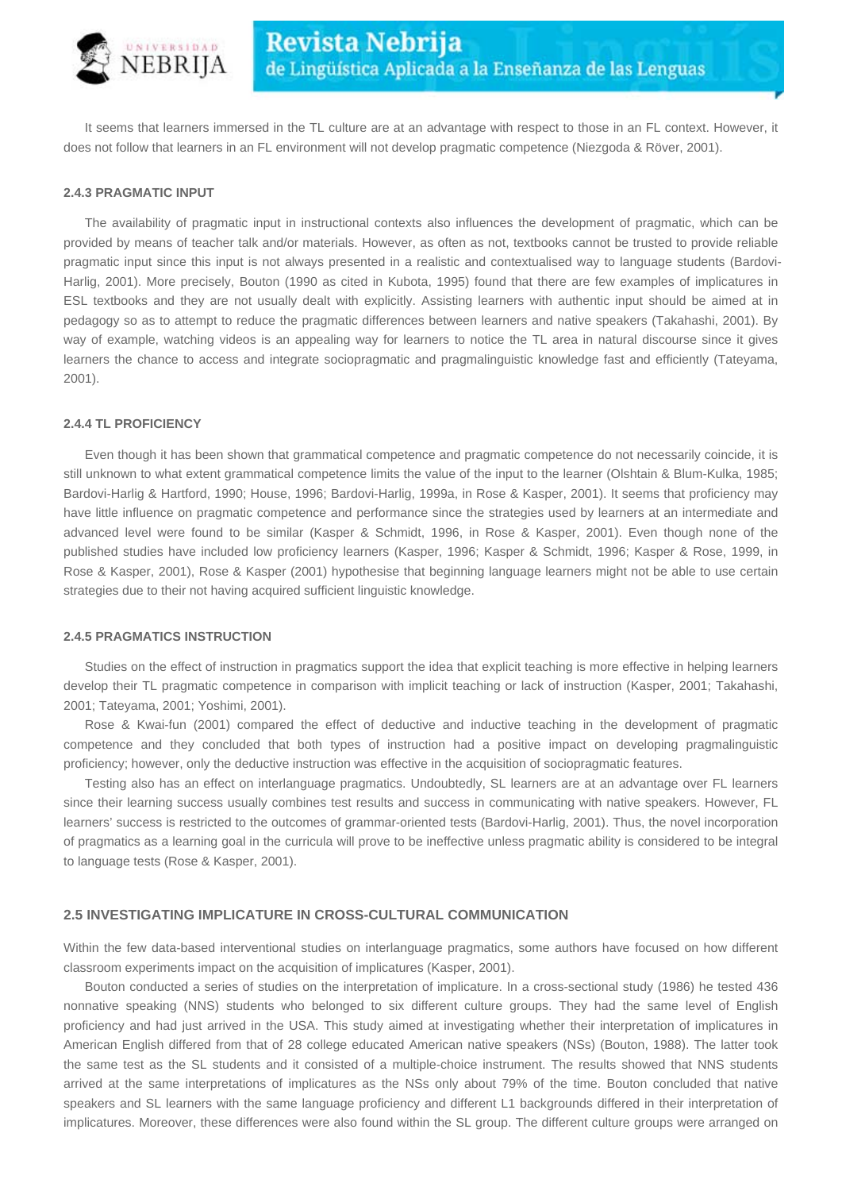It seems that learners immersed in the TL culture are at an advantage with respect to those in an FL context. However, it does not follow that learners in an FL environment will not develop pragmatic competence (Niezgoda & Röver, 2001).

#### 2.4.3 PRAGMATIC INPUT

The availability of pragmatic input in instructional contexts also influences the development of pragmatic, which can be provided by means of teacher talk and/or materials. However, as often as not, textbooks cannot be trusted to provide reliable pragmatic input since this input is not always presented in a realistic and contextualised way to language students (Bardovi-Harlig, 2001). More precisely, Bouton (1990 as cited in Kubota, 1995) found that there are few examples of implicatures in ESL textbooks and they are not usually dealt with explicitly. Assisting learners with authentic input should be aimed at in pedagogy so as to attempt to reduce the pragmatic differences between learners and native speakers (Takahashi, 2001). By way of example, watching videos is an appealing way for learners to notice the TL area in natural discourse since it gives learners the chance to access and integrate sociopragmatic and pragmalinguistic knowledge fast and efficiently (Tateyama, 2001).

#### 2.4.4 TL PROFICIENCY

Even though it has been shown that grammatical competence and pragmatic competence do not necessarily coincide, it is still unknown to what extent grammatical competence limits the value of the input to the learner (Olshtain & Blum-Kulka, 1985; Bardovi-Harlig & Hartford, 1990; House, 1996; Bardovi-Harlig, 1999a, in Rose & Kasper, 2001). It seems that proficiency may have little influence on pragmatic competence and performance since the strategies used by learners at an intermediate and advanced level were found to be similar (Kasper & Schmidt, 1996, in Rose & Kasper, 2001). Even though none of the published studies have included low proficiency learners (Kasper, 1996; Kasper & Schmidt, 1996; Kasper & Rose, 1999, in Rose & Kasper, 2001), Rose & Kasper (2001) hypothesise that beginning language learners might not be able to use certain strategies due to their not having acquired sufficient linguistic knowledge.

#### 2.4.5 PRAGMATICS INSTRUCTION

Studies on the effect of instruction in pragmatics support the idea that explicit teaching is more effective in helping learners develop their TL pragmatic competence in comparison with implicit teaching or lack of instruction (Kasper, 2001; Takahashi, 2001; Tateyama, 2001; Yoshimi, 2001).

Rose & Kwai-fun (2001) compared the effect of deductive and inductive teaching in the development of pragmatic competence and they concluded that both types of instruction had a positive impact on developing pragmalinguistic proficiency; however, only the deductive instruction was effective in the acquisition of sociopragmatic features.

Testing also has an effect on interlanguage pragmatics. Undoubtedly, SL learners are at an advantage over FL learners since their learning success usually combines test results and success in communicating with native speakers. However, FL learners' success is restricted to the outcomes of grammar-oriented tests (Bardovi-Harlig, 2001). Thus, the novel incorporation of pragmatics as a learning goal in the curricula will prove to be ineffective unless pragmatic ability is considered to be integral to language tests (Rose & Kasper, 2001).

### 2.5 INVESTIGATING IMPLICATURE IN CROSS-CULTURAL COMMUNICATION

Within the few data-based interventional studies on interlanguage pragmatics, some authors have focused on how different classroom experiments impact on the acquisition of implicatures (Kasper, 2001).

Bouton conducted a series of studies on the interpretation of implicature. In a cross-sectional study (1986) he tested 436 nonnative speaking (NNS) students who belonged to six different culture groups. They had the same level of English proficiency and had just arrived in the USA. This study aimed at investigating whether their interpretation of implicatures in American English differed from that of 28 college educated American native speakers (NSs) (Bouton, 1988). The latter took the same test as the SL students and it consisted of a multiple-choice instrument. The results showed that NNS students arrived at the same interpretations of implicatures as the NSs only about 79% of the time. Bouton concluded that native speakers and SL learners with the same language proficiency and different L1 backgrounds differed in their interpretation of implicatures. Moreover, these differences were also found within the SL group. The different culture groups were arranged on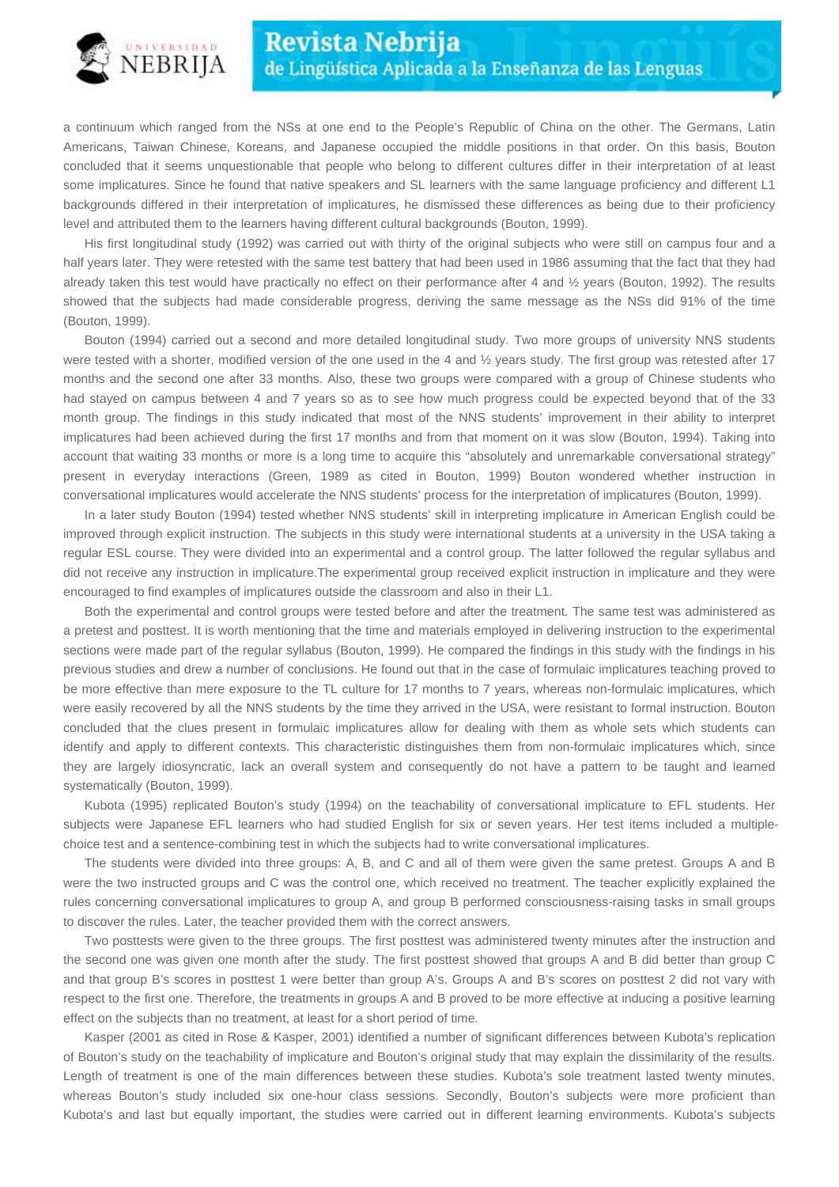a continuum which ranged from the NSs at one end to the People's Republic of China on the other. The Germans, Latin Americans, Taiwan Chinese, Koreans, and Japanese occupied the middle positions in that order. On this basis, Bouton concluded that it seems unquestionable that people who belong to different cultures differ in their interpretation of at least some implicatures. Since he found that native speakers and SL learners with the same language proficiency and different L1 backgrounds differed in their interpretation of implicatures, he dismissed these differences as being due to their proficiency level and attributed them to the learners having different cultural backgrounds (Bouton, 1999).

His first longitudinal study (1992) was carried out with thirty of the original subjects who were still on campus four and a half years later. They were retested with the same test battery that had been used in 1986 assuming that the fact that they had already taken this test would have practically no effect on their performance after 4 and ½ years (Bouton, 1992). The results showed that the subjects had made considerable progress, deriving the same message as the NSs did 91% of the time (Bouton, 1999).

Bouton (1994) carried out a second and more detailed longitudinal study. Two more groups of university NNS students were tested with a shorter, modified version of the one used in the 4 and ½ years study. The first group was retested after 17 months and the second one after 33 months. Also, these two groups were compared with a group of Chinese students who had stayed on campus between 4 and 7 years so as to see how much progress could be expected beyond that of the 33 month group. The findings in this study indicated that most of the NNS students' improvement in their ability to interpret implicatures had been achieved during the first 17 months and from that moment on it was slow (Bouton, 1994). Taking into account that waiting 33 months or more is a long time to acquire this "absolutely and unremarkable conversational strategy" present in everyday interactions (Green, 1989 as cited in Bouton, 1999) Bouton wondered whether instruction in conversational implicatures would accelerate the NNS students' process for the interpretation of implicatures (Bouton, 1999).

In a later study Bouton (1994) tested whether NNS students' skill in interpreting implicature in American English could be improved through explicit instruction. The subjects in this study were international students at a university in the USA taking a regular ESL course. They were divided into an experimental and a control group. The latter followed the regular syllabus and did not receive any instruction in implicature.The experimental group received explicit instruction in implicature and they were encouraged to find examples of implicatures outside the classroom and also in their L1.

Both the experimental and control groups were tested before and after the treatment. The same test was administered as a pretest and posttest. It is worth mentioning that the time and materials employed in delivering instruction to the experimental sections were made part of the regular syllabus (Bouton, 1999). He compared the findings in this study with the findings in his previous studies and drew a number of conclusions. He found out that in the case of formulaic implicatures teaching proved to be more effective than mere exposure to the TL culture for 17 months to 7 years, whereas non-formulaic implicatures, which were easily recovered by all the NNS students by the time they arrived in the USA, were resistant to formal instruction. Bouton concluded that the clues present in formulaic implicatures allow for dealing with them as whole sets which students can identify and apply to different contexts. This characteristic distinguishes them from non-formulaic implicatures which, since they are largely idiosyncratic, lack an overall system and consequently do not have a pattern to be taught and learned systematically (Bouton, 1999).

Kubota (1995) replicated Bouton's study (1994) on the teachability of conversational implicature to EFL students. Her subjects were Japanese EFL learners who had studied English for six or seven years. Her test items included a multiple-choice test and a sentence-combining test in which the subjects had to write conversational implicatures.

The students were divided into three groups: A, B, and C and all of them were given the same pretest. Groups A and B were the two instructed groups and C was the control one, which received no treatment. The teacher explicitly explained the rules concerning conversational implicatures to group A, and group B performed consciousness-raising tasks in small groups to discover the rules. Later, the teacher provided them with the correct answers.

Two posttests were given to the three groups. The first posttest was administered twenty minutes after the instruction and the second one was given one month after the study. The first posttest showed that groups A and B did better than group C and that group B's scores in posttest 1 were better than group A's. Groups A and B's scores on posttest 2 did not vary with respect to the first one. Therefore, the treatments in groups A and B proved to be more effective at inducing a positive learning effect on the subjects than no treatment, at least for a short period of time.

Kasper (2001 as cited in Rose & Kasper, 2001) identified a number of significant differences between Kubota's replication of Bouton's study on the teachability of implicature and Bouton's original study that may explain the dissimilarity of the results. Length of treatment is one of the main differences between these studies. Kubota's sole treatment lasted twenty minutes, whereas Bouton's study included six one-hour class sessions. Secondly, Bouton's subjects were more proficient than Kubota's and last but equally important, the studies were carried out in different learning environments. Kubota's subjects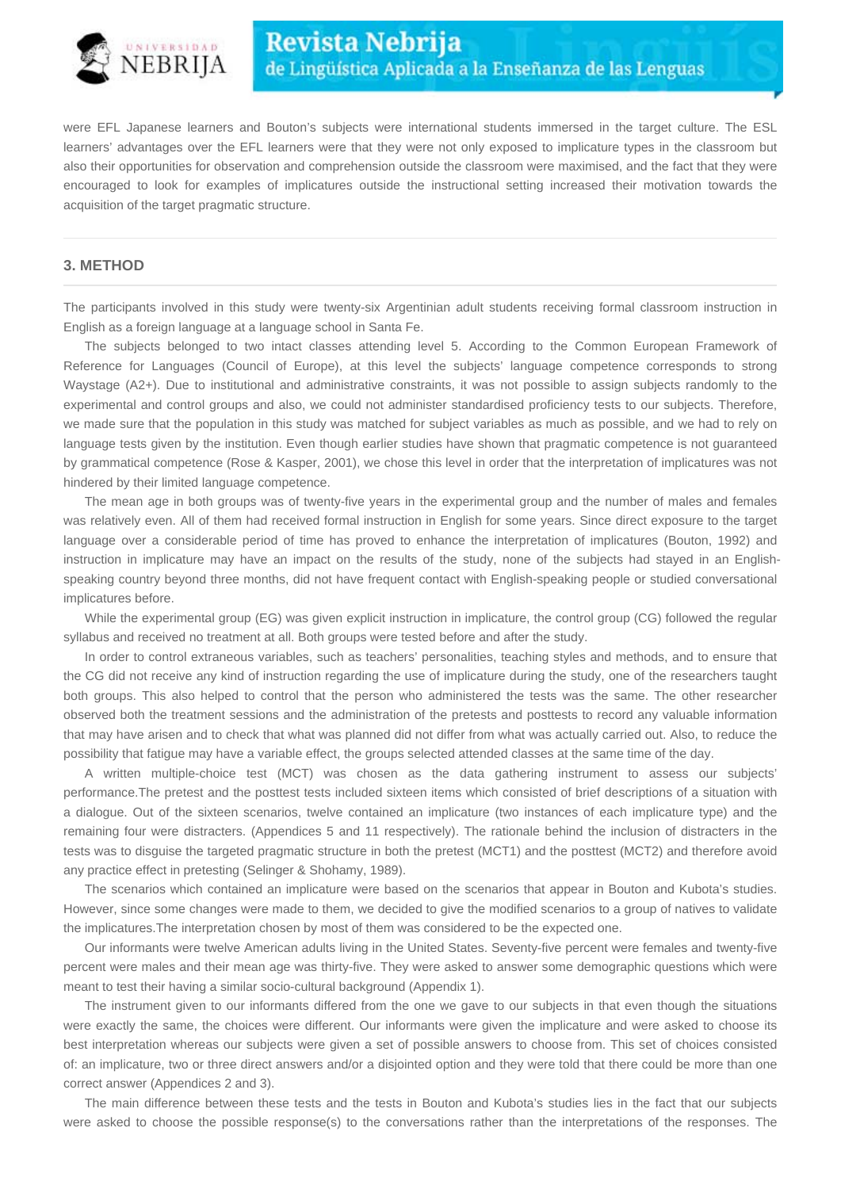were EFL Japanese learners and Bouton's subjects were international students immersed in the target culture. The ESL learners' advantages over the EFL learners were that they were not only exposed to implicature types in the classroom but also their opportunities for observation and comprehension outside the classroom were maximised, and the fact that they were encouraged to look for examples of implicatures outside the instructional setting increased their motivation towards the acquisition of the target pragmatic structure.

## 3. METHOD

The participants involved in this study were twenty-six Argentinian adult students receiving formal classroom instruction in English as a foreign language at a language school in Santa Fe.

The subjects belonged to two intact classes attending level 5. According to the Common European Framework of Reference for Languages (Council of Europe), at this level the subjects' language competence corresponds to strong Waystage (A2+). Due to institutional and administrative constraints, it was not possible to assign subjects randomly to the experimental and control groups and also, we could not administer standardised proficiency tests to our subjects. Therefore, we made sure that the population in this study was matched for subject variables as much as possible, and we had to rely on language tests given by the institution. Even though earlier studies have shown that pragmatic competence is not guaranteed by grammatical competence (Rose & Kasper, 2001), we chose this level in order that the interpretation of implicatures was not hindered by their limited language competence.

The mean age in both groups was of twenty-five years in the experimental group and the number of males and females was relatively even. All of them had received formal instruction in English for some years. Since direct exposure to the target language over a considerable period of time has proved to enhance the interpretation of implicatures (Bouton, 1992) and instruction in implicature may have an impact on the results of the study, none of the subjects had stayed in an English-speaking country beyond three months, did not have frequent contact with English-speaking people or studied conversational implicatures before.

While the experimental group (EG) was given explicit instruction in implicature, the control group (CG) followed the regular syllabus and received no treatment at all. Both groups were tested before and after the study.

In order to control extraneous variables, such as teachers' personalities, teaching styles and methods, and to ensure that the CG did not receive any kind of instruction regarding the use of implicature during the study, one of the researchers taught both groups. This also helped to control that the person who administered the tests was the same. The other researcher observed both the treatment sessions and the administration of the pretests and posttests to record any valuable information that may have arisen and to check that what was planned did not differ from what was actually carried out. Also, to reduce the possibility that fatigue may have a variable effect, the groups selected attended classes at the same time of the day.

A written multiple-choice test (MCT) was chosen as the data gathering instrument to assess our subjects' performance.The pretest and the posttest tests included sixteen items which consisted of brief descriptions of a situation with a dialogue. Out of the sixteen scenarios, twelve contained an implicature (two instances of each implicature type) and the remaining four were distracters. (Appendices 5 and 11 respectively). The rationale behind the inclusion of distracters in the tests was to disguise the targeted pragmatic structure in both the pretest (MCT1) and the posttest (MCT2) and therefore avoid any practice effect in pretesting (Selinger & Shohamy, 1989).

The scenarios which contained an implicature were based on the scenarios that appear in Bouton and Kubota's studies. However, since some changes were made to them, we decided to give the modified scenarios to a group of natives to validate the implicatures.The interpretation chosen by most of them was considered to be the expected one.

Our informants were twelve American adults living in the United States. Seventy-five percent were females and twenty-five percent were males and their mean age was thirty-five. They were asked to answer some demographic questions which were meant to test their having a similar socio-cultural background (Appendix 1).

The instrument given to our informants differed from the one we gave to our subjects in that even though the situations were exactly the same, the choices were different. Our informants were given the implicature and were asked to choose its best interpretation whereas our subjects were given a set of possible answers to choose from. This set of choices consisted of: an implicature, two or three direct answers and/or a disjointed option and they were told that there could be more than one correct answer (Appendices 2 and 3).

The main difference between these tests and the tests in Bouton and Kubota's studies lies in the fact that our subjects were asked to choose the possible response(s) to the conversations rather than the interpretations of the responses. The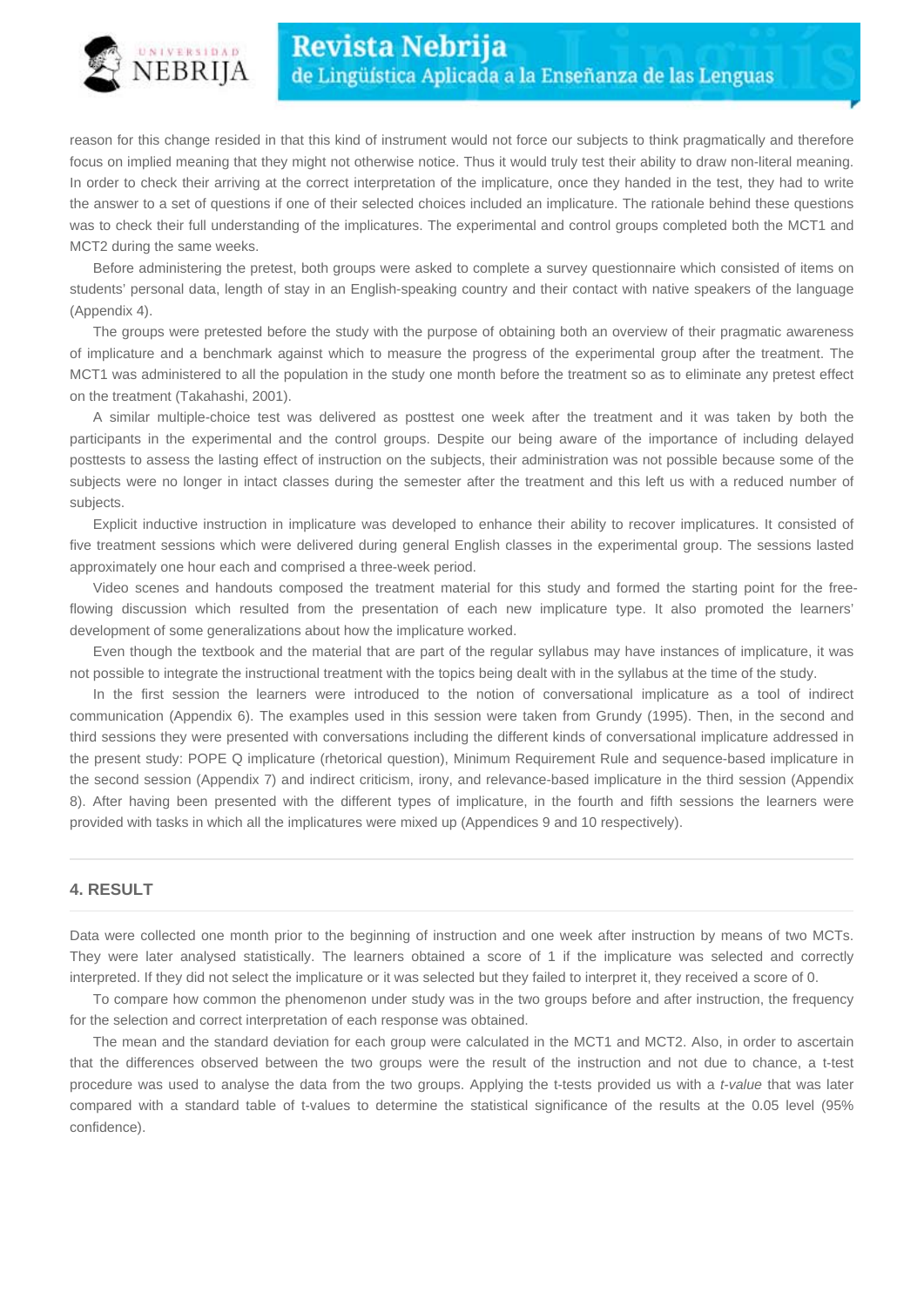reason for this change resided in that this kind of instrument would not force our subjects to think pragmatically and therefore focus on implied meaning that they might not otherwise notice. Thus it would truly test their ability to draw non-literal meaning. In order to check their arriving at the correct interpretation of the implicature, once they handed in the test, they had to write the answer to a set of questions if one of their selected choices included an implicature. The rationale behind these questions was to check their full understanding of the implicatures. The experimental and control groups completed both the MCT1 and MCT2 during the same weeks.

Before administering the pretest, both groups were asked to complete a survey questionnaire which consisted of items on students' personal data, length of stay in an English-speaking country and their contact with native speakers of the language (Appendix 4).

The groups were pretested before the study with the purpose of obtaining both an overview of their pragmatic awareness of implicature and a benchmark against which to measure the progress of the experimental group after the treatment. The MCT1 was administered to all the population in the study one month before the treatment so as to eliminate any pretest effect on the treatment (Takahashi, 2001).

A similar multiple-choice test was delivered as posttest one week after the treatment and it was taken by both the participants in the experimental and the control groups. Despite our being aware of the importance of including delayed posttests to assess the lasting effect of instruction on the subjects, their administration was not possible because some of the subjects were no longer in intact classes during the semester after the treatment and this left us with a reduced number of subjects.

Explicit inductive instruction in implicature was developed to enhance their ability to recover implicatures. It consisted of five treatment sessions which were delivered during general English classes in the experimental group. The sessions lasted approximately one hour each and comprised a three-week period.

Video scenes and handouts composed the treatment material for this study and formed the starting point for the free-flowing discussion which resulted from the presentation of each new implicature type. It also promoted the learners' development of some generalizations about how the implicature worked.

Even though the textbook and the material that are part of the regular syllabus may have instances of implicature, it was not possible to integrate the instructional treatment with the topics being dealt with in the syllabus at the time of the study.

In the first session the learners were introduced to the notion of conversational implicature as a tool of indirect communication (Appendix 6). The examples used in this session were taken from Grundy (1995). Then, in the second and third sessions they were presented with conversations including the different kinds of conversational implicature addressed in the present study: POPE Q implicature (rhetorical question), Minimum Requirement Rule and sequence-based implicature in the second session (Appendix 7) and indirect criticism, irony, and relevance-based implicature in the third session (Appendix 8). After having been presented with the different types of implicature, in the fourth and fifth sessions the learners were provided with tasks in which all the implicatures were mixed up (Appendices 9 and 10 respectively).

## 4. RESULT

Data were collected one month prior to the beginning of instruction and one week after instruction by means of two MCTs. They were later analysed statistically. The learners obtained a score of 1 if the implicature was selected and correctly interpreted. If they did not select the implicature or it was selected but they failed to interpret it, they received a score of 0.

To compare how common the phenomenon under study was in the two groups before and after instruction, the frequency for the selection and correct interpretation of each response was obtained.

The mean and the standard deviation for each group were calculated in the MCT1 and MCT2. Also, in order to ascertain that the differences observed between the two groups were the result of the instruction and not due to chance, a t-test procedure was used to analyse the data from the two groups. Applying the t-tests provided us with a *t-value* that was later compared with a standard table of t-values to determine the statistical significance of the results at the 0.05 level (95% confidence).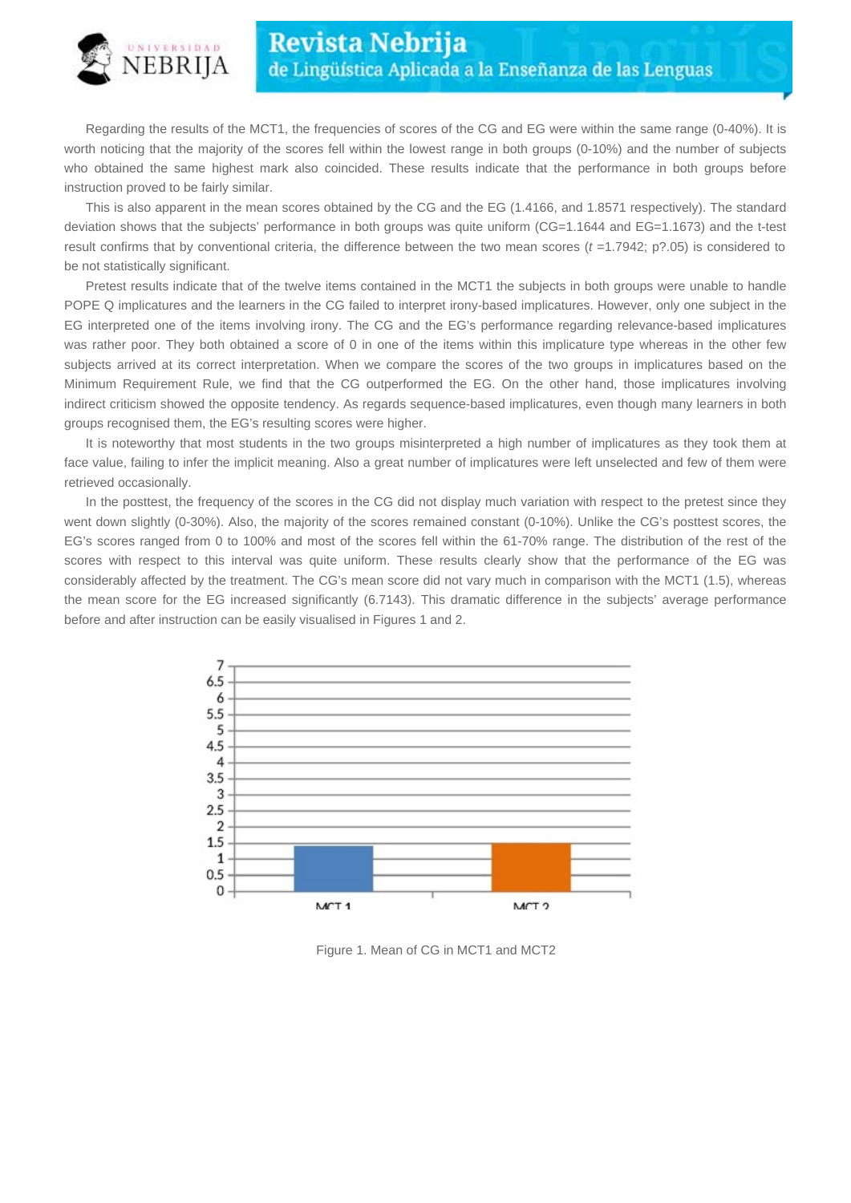Regarding the results of the MCT1, the frequencies of scores of the CG and EG were within the same range (0-40%). It is worth noticing that the majority of the scores fell within the lowest range in both groups (0-10%) and the number of subjects who obtained the same highest mark also coincided. These results indicate that the performance in both groups before instruction proved to be fairly similar.

This is also apparent in the mean scores obtained by the CG and the EG (1.4166, and 1.8571 respectively). The standard deviation shows that the subjects' performance in both groups was quite uniform (CG=1.1644 and EG=1.1673) and the t-test result confirms that by conventional criteria, the difference between the two mean scores (*t* =1.7942; p?.05) is considered to be not statistically significant.

Pretest results indicate that of the twelve items contained in the MCT1 the subjects in both groups were unable to handle POPE Q implicatures and the learners in the CG failed to interpret irony-based implicatures. However, only one subject in the EG interpreted one of the items involving irony. The CG and the EG's performance regarding relevance-based implicatures was rather poor. They both obtained a score of 0 in one of the items within this implicature type whereas in the other few subjects arrived at its correct interpretation. When we compare the scores of the two groups in implicatures based on the Minimum Requirement Rule, we find that the CG outperformed the EG. On the other hand, those implicatures involving indirect criticism showed the opposite tendency. As regards sequence-based implicatures, even though many learners in both groups recognised them, the EG's resulting scores were higher.

It is noteworthy that most students in the two groups misinterpreted a high number of implicatures as they took them at face value, failing to infer the implicit meaning. Also a great number of implicatures were left unselected and few of them were retrieved occasionally.

In the posttest, the frequency of the scores in the CG did not display much variation with respect to the pretest since they went down slightly (0-30%). Also, the majority of the scores remained constant (0-10%). Unlike the CG's posttest scores, the EG's scores ranged from 0 to 100% and most of the scores fell within the 61-70% range. The distribution of the rest of the scores with respect to this interval was quite uniform. These results clearly show that the performance of the EG was considerably affected by the treatment. The CG's mean score did not vary much in comparison with the MCT1 (1.5), whereas the mean score for the EG increased significantly (6.7143). This dramatic difference in the subjects' average performance before and after instruction can be easily visualised in Figures 1 and 2.

Figure 1. Mean of CG in MCT1 and MCT2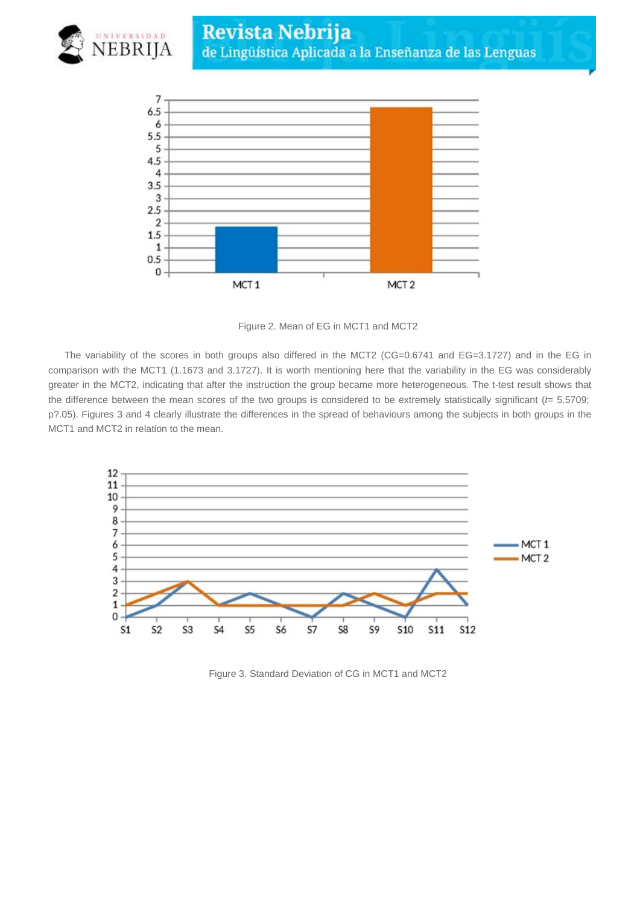Figure 2. Mean of EG in MCT1 and MCT2

The variability of the scores in both groups also differed in the MCT2 (CG=0.6741 and EG=3.1727) and in the EG in comparison with the MCT1 (1.1673 and 3.1727). It is worth mentioning here that the variability in the EG was considerably greater in the MCT2, indicating that after the instruction the group became more heterogeneous. The t-test result shows that the difference between the mean scores of the two groups is considered to be extremely statistically significant (*t*= 5.5709; p?.05). Figures 3 and 4 clearly illustrate the differences in the spread of behaviours among the subjects in both groups in the MCT1 and MCT2 in relation to the mean.

Figure 3. Standard Deviation of CG in MCT1 and MCT2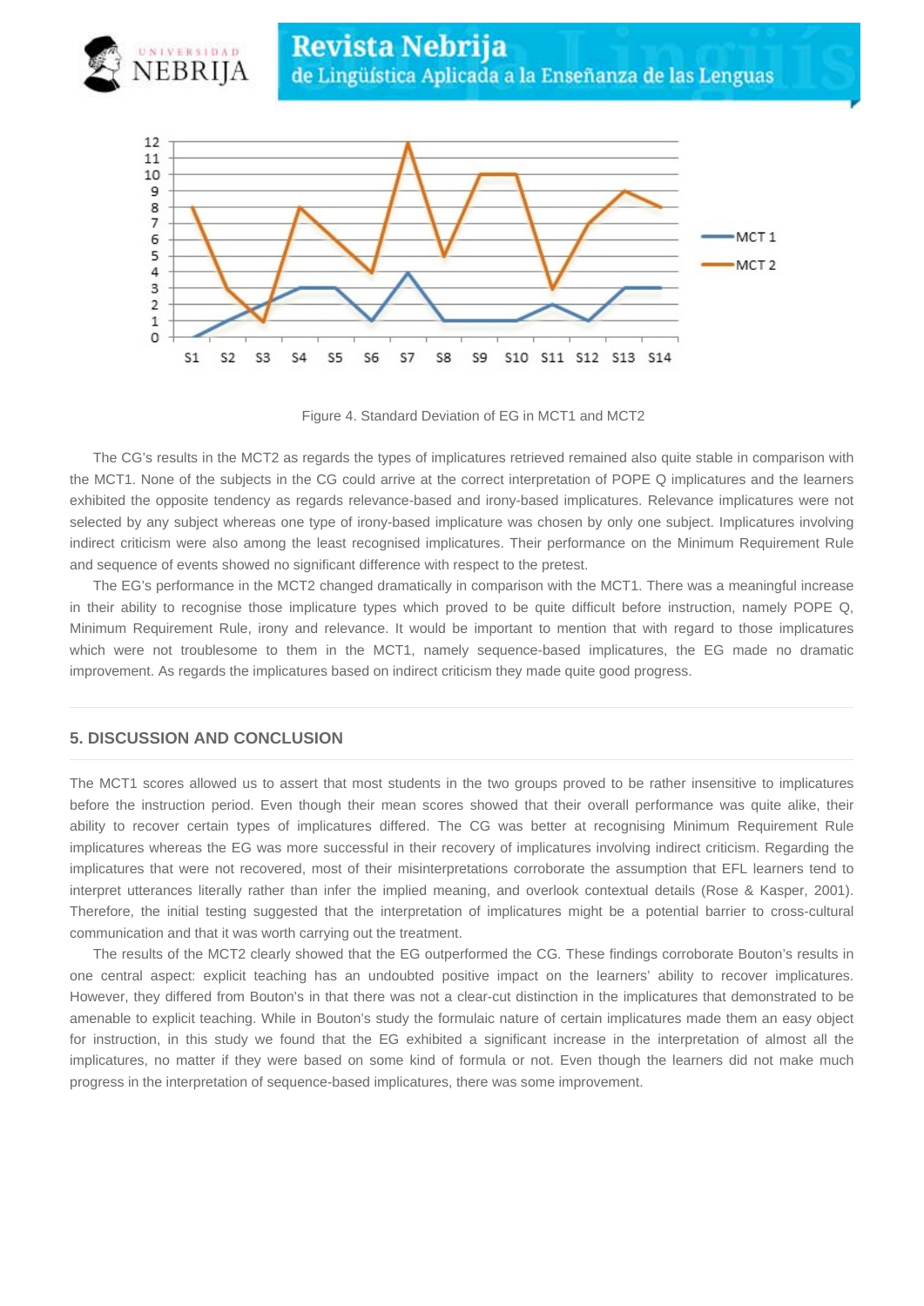Figure 4. Standard Deviation of EG in MCT1 and MCT2

The CG's results in the MCT2 as regards the types of implicatures retrieved remained also quite stable in comparison with the MCT1. None of the subjects in the CG could arrive at the correct interpretation of POPE Q implicatures and the learners exhibited the opposite tendency as regards relevance-based and irony-based implicatures. Relevance implicatures were not selected by any subject whereas one type of irony-based implicature was chosen by only one subject. Implicatures involving indirect criticism were also among the least recognised implicatures. Their performance on the Minimum Requirement Rule and sequence of events showed no significant difference with respect to the pretest.

The EG's performance in the MCT2 changed dramatically in comparison with the MCT1. There was a meaningful increase in their ability to recognise those implicature types which proved to be quite difficult before instruction, namely POPE Q, Minimum Requirement Rule, irony and relevance. It would be important to mention that with regard to those implicatures which were not troublesome to them in the MCT1, namely sequence-based implicatures, the EG made no dramatic improvement. As regards the implicatures based on indirect criticism they made quite good progress.

## 5. DISCUSSION AND CONCLUSION

The MCT1 scores allowed us to assert that most students in the two groups proved to be rather insensitive to implicatures before the instruction period. Even though their mean scores showed that their overall performance was quite alike, their ability to recover certain types of implicatures differed. The CG was better at recognising Minimum Requirement Rule implicatures whereas the EG was more successful in their recovery of implicatures involving indirect criticism. Regarding the implicatures that were not recovered, most of their misinterpretations corroborate the assumption that EFL learners tend to interpret utterances literally rather than infer the implied meaning, and overlook contextual details (Rose & Kasper, 2001). Therefore, the initial testing suggested that the interpretation of implicatures might be a potential barrier to cross-cultural communication and that it was worth carrying out the treatment.

The results of the MCT2 clearly showed that the EG outperformed the CG. These findings corroborate Bouton's results in one central aspect: explicit teaching has an undoubted positive impact on the learners' ability to recover implicatures. However, they differed from Bouton's in that there was not a clear-cut distinction in the implicatures that demonstrated to be amenable to explicit teaching. While in Bouton's study the formulaic nature of certain implicatures made them an easy object for instruction, in this study we found that the EG exhibited a significant increase in the interpretation of almost all the implicatures, no matter if they were based on some kind of formula or not. Even though the learners did not make much progress in the interpretation of sequence-based implicatures, there was some improvement.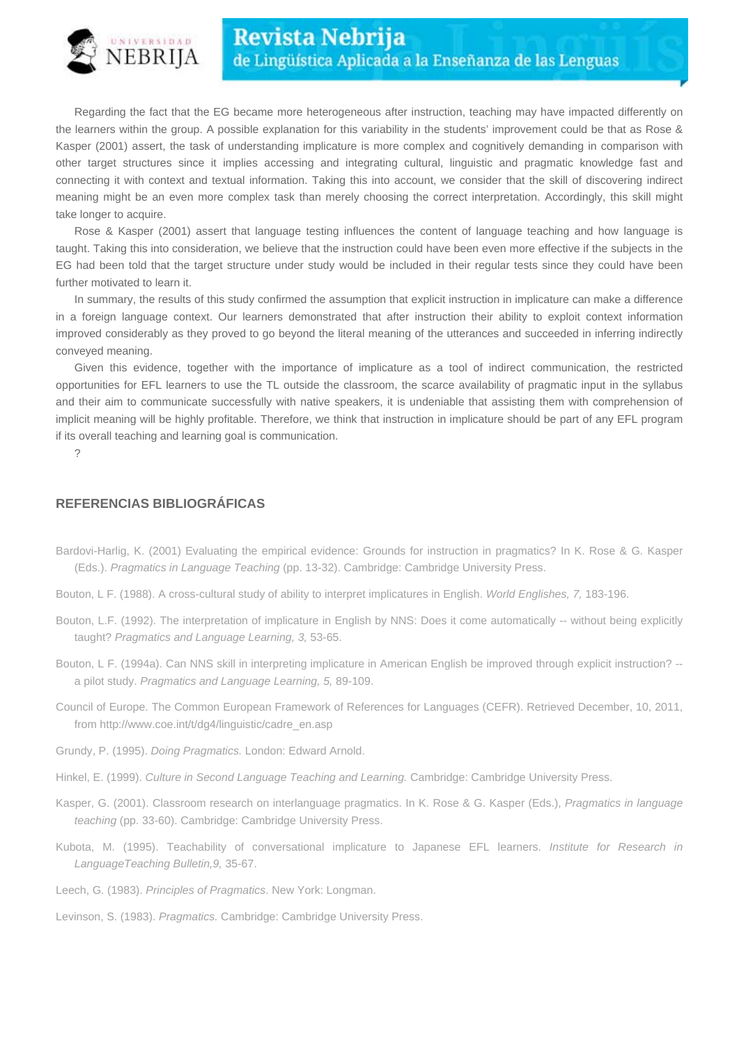Regarding the fact that the EG became more heterogeneous after instruction, teaching may have impacted differently on the learners within the group. A possible explanation for this variability in the students' improvement could be that as Rose & Kasper (2001) assert, the task of understanding implicature is more complex and cognitively demanding in comparison with other target structures since it implies accessing and integrating cultural, linguistic and pragmatic knowledge fast and connecting it with context and textual information. Taking this into account, we consider that the skill of discovering indirect meaning might be an even more complex task than merely choosing the correct interpretation. Accordingly, this skill might take longer to acquire.

Rose & Kasper (2001) assert that language testing influences the content of language teaching and how language is taught. Taking this into consideration, we believe that the instruction could have been even more effective if the subjects in the EG had been told that the target structure under study would be included in their regular tests since they could have been further motivated to learn it.

In summary, the results of this study confirmed the assumption that explicit instruction in implicature can make a difference in a foreign language context. Our learners demonstrated that after instruction their ability to exploit context information improved considerably as they proved to go beyond the literal meaning of the utterances and succeeded in inferring indirectly conveyed meaning.

Given this evidence, together with the importance of implicature as a tool of indirect communication, the restricted opportunities for EFL learners to use the TL outside the classroom, the scarce availability of pragmatic input in the syllabus and their aim to communicate successfully with native speakers, it is undeniable that assisting them with comprehension of implicit meaning will be highly profitable. Therefore, we think that instruction in implicature should be part of any EFL program if its overall teaching and learning goal is communication.

?

## REFERENCIAS BIBLIOGRÁFICAS

Bardovi-Harlig, K. (2001) Evaluating the empirical evidence: Grounds for instruction in pragmatics? In K. Rose & G. Kasper (Eds.). *Pragmatics in Language Teaching* (pp. 13-32). Cambridge: Cambridge University Press.

Bouton, L F. (1988). A cross-cultural study of ability to interpret implicatures in English. *World Englishes, 7,* 183-196.

Bouton, L.F. (1992). The interpretation of implicature in English by NNS: Does it come automatically -- without being explicitly taught? *Pragmatics and Language Learning, 3,* 53-65.

Bouton, L F. (1994a). Can NNS skill in interpreting implicature in American English be improved through explicit instruction? -- a pilot study. *Pragmatics and Language Learning, 5,* 89-109.

Council of Europe. The Common European Framework of References for Languages (CEFR). Retrieved December, 10, 2011, from http://www.coe.int/t/dg4/linguistic/cadre_en.asp

Grundy, P. (1995). *Doing Pragmatics.* London: Edward Arnold.

Hinkel, E. (1999). *Culture in Second Language Teaching and Learning.* Cambridge: Cambridge University Press.

Kasper, G. (2001). Classroom research on interlanguage pragmatics. In K. Rose & G. Kasper (Eds.), *Pragmatics in language teaching* (pp. 33-60). Cambridge: Cambridge University Press.

Kubota, M. (1995). Teachability of conversational implicature to Japanese EFL learners. *Institute for Research in LanguageTeaching Bulletin,9,* 35-67.

Leech, G. (1983). *Principles of Pragmatics*. New York: Longman.

Levinson, S. (1983). *Pragmatics.* Cambridge: Cambridge University Press.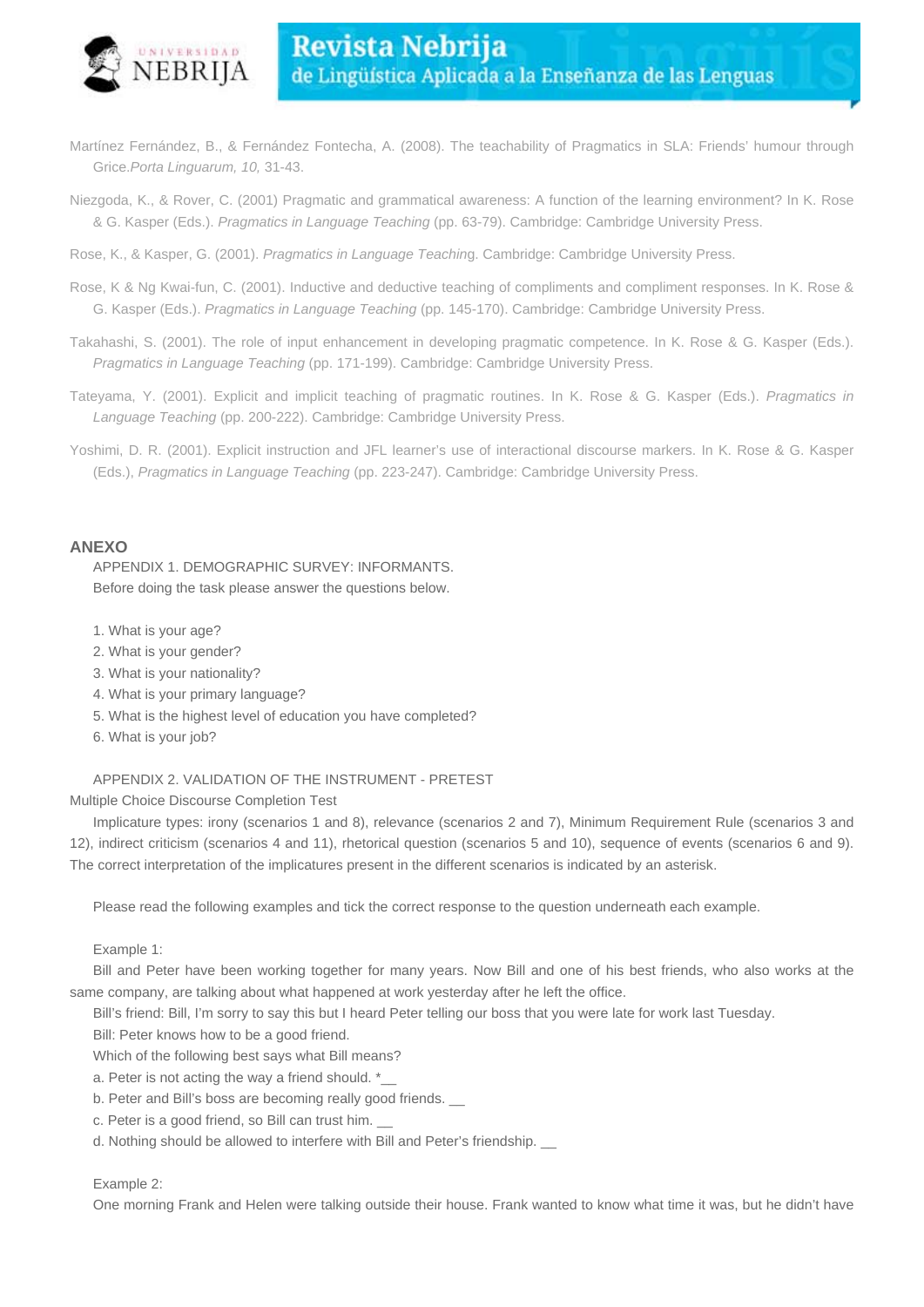Martínez Fernández, B., & Fernández Fontecha, A. (2008). The teachability of Pragmatics in SLA: Friends' humour through Grice.*Porta Linguarum, 10,* 31-43.

Niezgoda, K., & Rover, C. (2001) Pragmatic and grammatical awareness: A function of the learning environment? In K. Rose & G. Kasper (Eds.). *Pragmatics in Language Teaching* (pp. 63-79). Cambridge: Cambridge University Press.

Rose, K., & Kasper, G. (2001). *Pragmatics in Language Teachin*g. Cambridge: Cambridge University Press.

Rose, K & Ng Kwai-fun, C. (2001). Inductive and deductive teaching of compliments and compliment responses. In K. Rose & G. Kasper (Eds.). *Pragmatics in Language Teaching* (pp. 145-170). Cambridge: Cambridge University Press.

Takahashi, S. (2001). The role of input enhancement in developing pragmatic competence. In K. Rose & G. Kasper (Eds.). *Pragmatics in Language Teaching* (pp. 171-199). Cambridge: Cambridge University Press.

Tateyama, Y. (2001). Explicit and implicit teaching of pragmatic routines. In K. Rose & G. Kasper (Eds.). *Pragmatics in Language Teaching* (pp. 200-222). Cambridge: Cambridge University Press.

Yoshimi, D. R. (2001). Explicit instruction and JFL learner's use of interactional discourse markers. In K. Rose & G. Kasper (Eds.), *Pragmatics in Language Teaching* (pp. 223-247). Cambridge: Cambridge University Press.

## ANEXO

APPENDIX 1. DEMOGRAPHIC SURVEY: INFORMANTS.

Before doing the task please answer the questions below.

1. What is your age?
2. What is your gender?
3. What is your nationality?
4. What is your primary language?
5. What is the highest level of education you have completed?
6. What is your job?

APPENDIX 2. VALIDATION OF THE INSTRUMENT - PRETEST

Multiple Choice Discourse Completion Test

Implicature types: irony (scenarios 1 and 8), relevance (scenarios 2 and 7), Minimum Requirement Rule (scenarios 3 and 12), indirect criticism (scenarios 4 and 11), rhetorical question (scenarios 5 and 10), sequence of events (scenarios 6 and 9). The correct interpretation of the implicatures present in the different scenarios is indicated by an asterisk.

Please read the following examples and tick the correct response to the question underneath each example.

Example 1:

Bill and Peter have been working together for many years. Now Bill and one of his best friends, who also works at the same company, are talking about what happened at work yesterday after he left the office.

Bill's friend: Bill, I'm sorry to say this but I heard Peter telling our boss that you were late for work last Tuesday.

Bill: Peter knows how to be a good friend.

Which of the following best says what Bill means?

a. Peter is not acting the way a friend should. *__

b. Peter and Bill's boss are becoming really good friends. __

c. Peter is a good friend, so Bill can trust him. __

d. Nothing should be allowed to interfere with Bill and Peter's friendship. __

Example 2:

One morning Frank and Helen were talking outside their house. Frank wanted to know what time it was, but he didn't have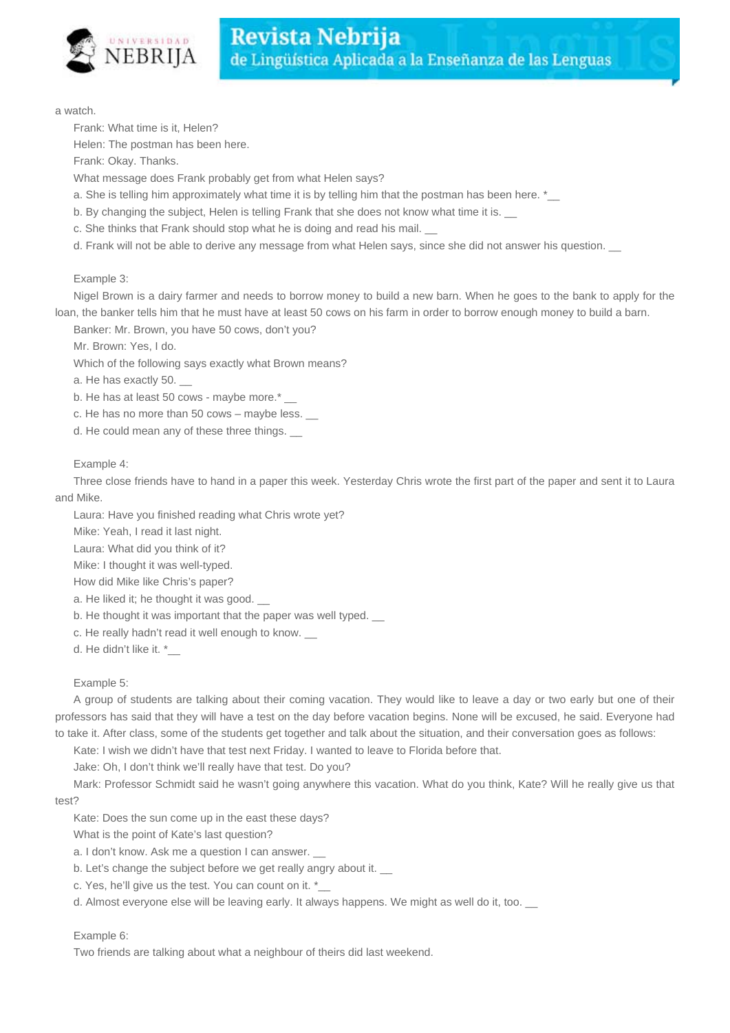a watch.

Frank: What time is it, Helen?

Helen: The postman has been here.

Frank: Okay. Thanks.

What message does Frank probably get from what Helen says?

a. She is telling him approximately what time it is by telling him that the postman has been here. *__

b. By changing the subject, Helen is telling Frank that she does not know what time it is. __

c. She thinks that Frank should stop what he is doing and read his mail. __

d. Frank will not be able to derive any message from what Helen says, since she did not answer his question. __

Example 3:

Nigel Brown is a dairy farmer and needs to borrow money to build a new barn. When he goes to the bank to apply for the loan, the banker tells him that he must have at least 50 cows on his farm in order to borrow enough money to build a barn.

Banker: Mr. Brown, you have 50 cows, don't you?

Mr. Brown: Yes, I do.

Which of the following says exactly what Brown means?

a. He has exactly 50. __

b. He has at least 50 cows - maybe more.* __

c. He has no more than 50 cows – maybe less. __

d. He could mean any of these three things. __

Example 4:

Three close friends have to hand in a paper this week. Yesterday Chris wrote the first part of the paper and sent it to Laura and Mike.

Laura: Have you finished reading what Chris wrote yet?

Mike: Yeah, I read it last night.

Laura: What did you think of it?

Mike: I thought it was well-typed.

How did Mike like Chris's paper?

a. He liked it; he thought it was good. __

b. He thought it was important that the paper was well typed. __

c. He really hadn't read it well enough to know. __

d. He didn't like it. *__

Example 5:

A group of students are talking about their coming vacation. They would like to leave a day or two early but one of their professors has said that they will have a test on the day before vacation begins. None will be excused, he said. Everyone had to take it. After class, some of the students get together and talk about the situation, and their conversation goes as follows:

Kate: I wish we didn't have that test next Friday. I wanted to leave to Florida before that.

Jake: Oh, I don't think we'll really have that test. Do you?

Mark: Professor Schmidt said he wasn't going anywhere this vacation. What do you think, Kate? Will he really give us that test?

Kate: Does the sun come up in the east these days?

What is the point of Kate's last question?

a. I don't know. Ask me a question I can answer. __

b. Let's change the subject before we get really angry about it. __

c. Yes, he'll give us the test. You can count on it. *__

d. Almost everyone else will be leaving early. It always happens. We might as well do it, too. __

Example 6:

Two friends are talking about what a neighbour of theirs did last weekend.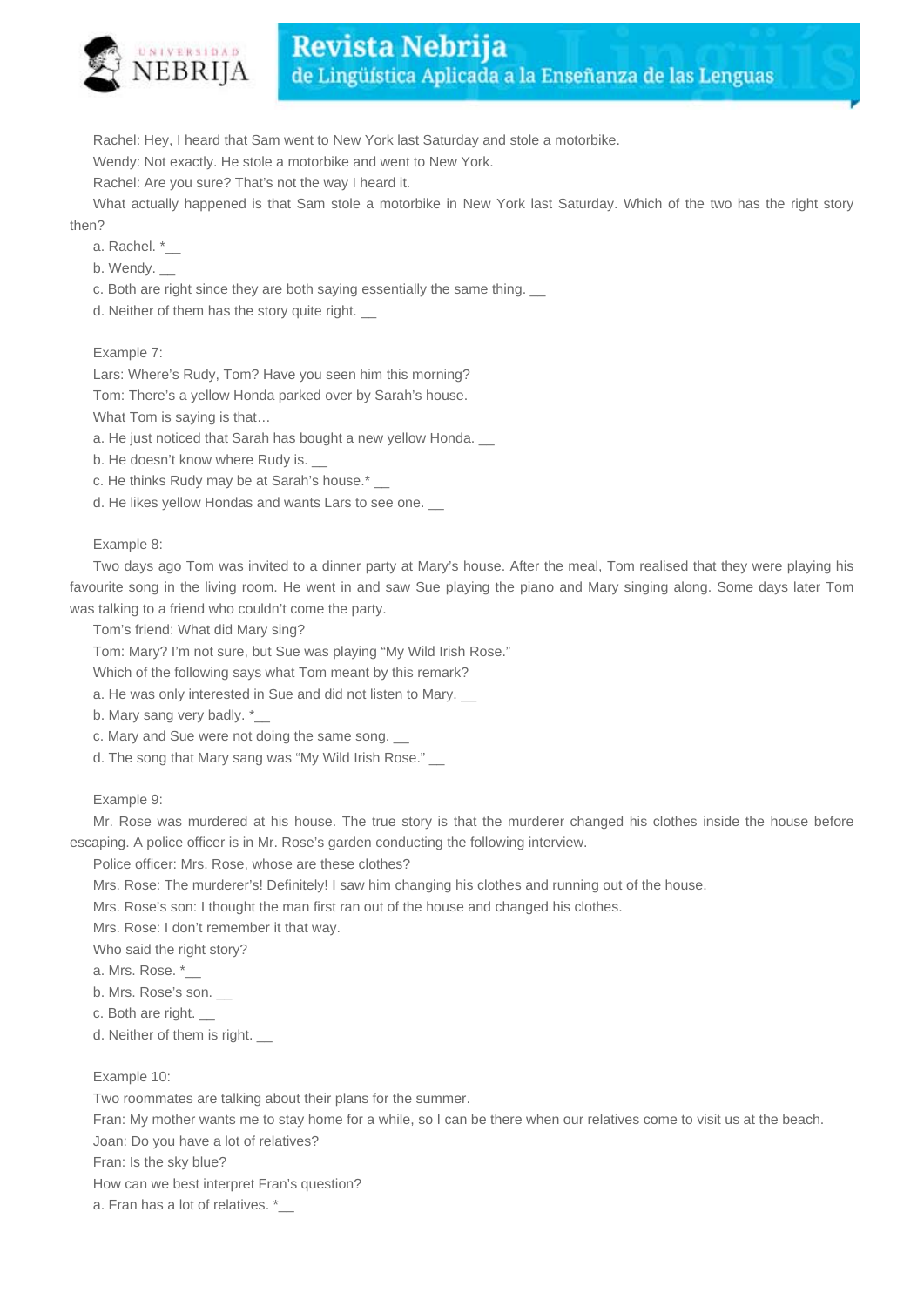Rachel: Hey, I heard that Sam went to New York last Saturday and stole a motorbike.

Wendy: Not exactly. He stole a motorbike and went to New York.

Rachel: Are you sure? That's not the way I heard it.

What actually happened is that Sam stole a motorbike in New York last Saturday. Which of the two has the right story then?

a. Rachel. *__

b. Wendy. __

c. Both are right since they are both saying essentially the same thing. __

d. Neither of them has the story quite right. __

Example 7:

Lars: Where's Rudy, Tom? Have you seen him this morning?

Tom: There's a yellow Honda parked over by Sarah's house.

What Tom is saying is that…

a. He just noticed that Sarah has bought a new yellow Honda. __

b. He doesn't know where Rudy is. __

c. He thinks Rudy may be at Sarah's house.* __

d. He likes yellow Hondas and wants Lars to see one. __

Example 8:

Two days ago Tom was invited to a dinner party at Mary's house. After the meal, Tom realised that they were playing his favourite song in the living room. He went in and saw Sue playing the piano and Mary singing along. Some days later Tom was talking to a friend who couldn't come the party.

Tom's friend: What did Mary sing?

Tom: Mary? I'm not sure, but Sue was playing "My Wild Irish Rose."

Which of the following says what Tom meant by this remark?

a. He was only interested in Sue and did not listen to Mary. __

b. Mary sang very badly. *__

c. Mary and Sue were not doing the same song. __

d. The song that Mary sang was "My Wild Irish Rose." __

Example 9:

Mr. Rose was murdered at his house. The true story is that the murderer changed his clothes inside the house before escaping. A police officer is in Mr. Rose's garden conducting the following interview.

Police officer: Mrs. Rose, whose are these clothes?

Mrs. Rose: The murderer's! Definitely! I saw him changing his clothes and running out of the house.

Mrs. Rose's son: I thought the man first ran out of the house and changed his clothes.

Mrs. Rose: I don't remember it that way.

Who said the right story?

a. Mrs. Rose. *__

b. Mrs. Rose's son. __

c. Both are right. __

d. Neither of them is right. __

Example 10:

Two roommates are talking about their plans for the summer.

Fran: My mother wants me to stay home for a while, so I can be there when our relatives come to visit us at the beach.

Joan: Do you have a lot of relatives?

Fran: Is the sky blue?

How can we best interpret Fran's question?

a. Fran has a lot of relatives. *__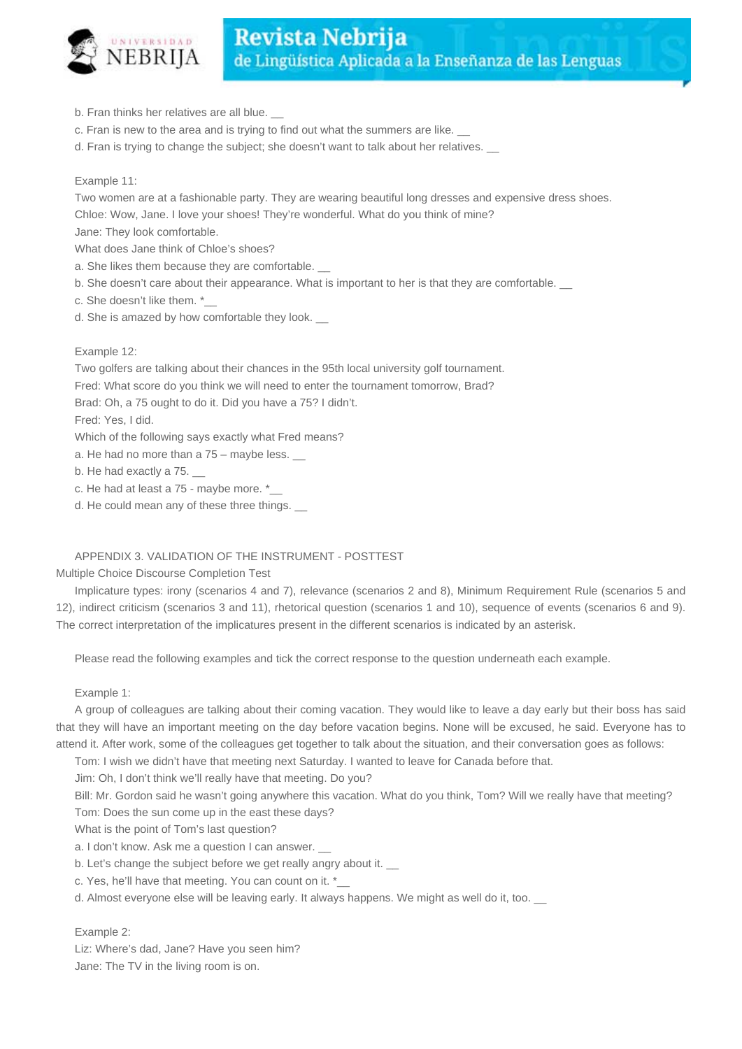b. Fran thinks her relatives are all blue. __

c. Fran is new to the area and is trying to find out what the summers are like. __

d. Fran is trying to change the subject; she doesn't want to talk about her relatives. __

Example 11:

Two women are at a fashionable party. They are wearing beautiful long dresses and expensive dress shoes.

Chloe: Wow, Jane. I love your shoes! They're wonderful. What do you think of mine?

Jane: They look comfortable.

What does Jane think of Chloe's shoes?

a. She likes them because they are comfortable. __

b. She doesn't care about their appearance. What is important to her is that they are comfortable. __

c. She doesn't like them. *__

d. She is amazed by how comfortable they look. __

Example 12:

Two golfers are talking about their chances in the 95th local university golf tournament.

Fred: What score do you think we will need to enter the tournament tomorrow, Brad?

Brad: Oh, a 75 ought to do it. Did you have a 75? I didn't.

Fred: Yes, I did.

Which of the following says exactly what Fred means?

a. He had no more than a 75 – maybe less. __

b. He had exactly a 75. __

c. He had at least a 75 - maybe more. *__

d. He could mean any of these three things. __

## APPENDIX 3. VALIDATION OF THE INSTRUMENT - POSTTEST

Multiple Choice Discourse Completion Test

Implicature types: irony (scenarios 4 and 7), relevance (scenarios 2 and 8), Minimum Requirement Rule (scenarios 5 and 12), indirect criticism (scenarios 3 and 11), rhetorical question (scenarios 1 and 10), sequence of events (scenarios 6 and 9). The correct interpretation of the implicatures present in the different scenarios is indicated by an asterisk.

Please read the following examples and tick the correct response to the question underneath each example.

Example 1:

A group of colleagues are talking about their coming vacation. They would like to leave a day early but their boss has said that they will have an important meeting on the day before vacation begins. None will be excused, he said. Everyone has to attend it. After work, some of the colleagues get together to talk about the situation, and their conversation goes as follows:

Tom: I wish we didn't have that meeting next Saturday. I wanted to leave for Canada before that.

Jim: Oh, I don't think we'll really have that meeting. Do you?

Bill: Mr. Gordon said he wasn't going anywhere this vacation. What do you think, Tom? Will we really have that meeting?

Tom: Does the sun come up in the east these days?

What is the point of Tom's last question?

a. I don't know. Ask me a question I can answer. __

b. Let's change the subject before we get really angry about it. __

c. Yes, he'll have that meeting. You can count on it. *__

d. Almost everyone else will be leaving early. It always happens. We might as well do it, too. __

Example 2:

Liz: Where's dad, Jane? Have you seen him?

Jane: The TV in the living room is on.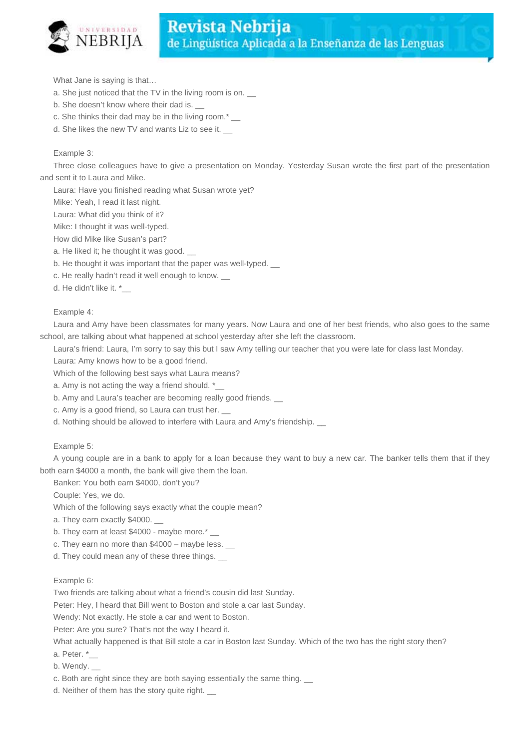What Jane is saying is that…

a. She just noticed that the TV in the living room is on. __

b. She doesn't know where their dad is. __

c. She thinks their dad may be in the living room.* __

d. She likes the new TV and wants Liz to see it. __

Example 3:

Three close colleagues have to give a presentation on Monday. Yesterday Susan wrote the first part of the presentation and sent it to Laura and Mike.

Laura: Have you finished reading what Susan wrote yet?

Mike: Yeah, I read it last night.

Laura: What did you think of it?

Mike: I thought it was well-typed.

How did Mike like Susan's part?

a. He liked it; he thought it was good. __

b. He thought it was important that the paper was well-typed. __

c. He really hadn't read it well enough to know. __

d. He didn't like it. *__

Example 4:

Laura and Amy have been classmates for many years. Now Laura and one of her best friends, who also goes to the same school, are talking about what happened at school yesterday after she left the classroom.

Laura's friend: Laura, I'm sorry to say this but I saw Amy telling our teacher that you were late for class last Monday.

Laura: Amy knows how to be a good friend.

Which of the following best says what Laura means?

a. Amy is not acting the way a friend should. *__

b. Amy and Laura's teacher are becoming really good friends. __

c. Amy is a good friend, so Laura can trust her. __

d. Nothing should be allowed to interfere with Laura and Amy's friendship. __

Example 5:

A young couple are in a bank to apply for a loan because they want to buy a new car. The banker tells them that if they both earn $4000 a month, the bank will give them the loan.

Banker: You both earn $4000, don't you?

Couple: Yes, we do.

Which of the following says exactly what the couple mean?

a. They earn exactly $4000. __

b. They earn at least $4000 - maybe more.* __

c. They earn no more than $4000 – maybe less. __

d. They could mean any of these three things. __

Example 6:

Two friends are talking about what a friend's cousin did last Sunday.

Peter: Hey, I heard that Bill went to Boston and stole a car last Sunday.

Wendy: Not exactly. He stole a car and went to Boston.

Peter: Are you sure? That's not the way I heard it.

What actually happened is that Bill stole a car in Boston last Sunday. Which of the two has the right story then?

a. Peter. *__

b. Wendy. __

c. Both are right since they are both saying essentially the same thing. __

d. Neither of them has the story quite right. __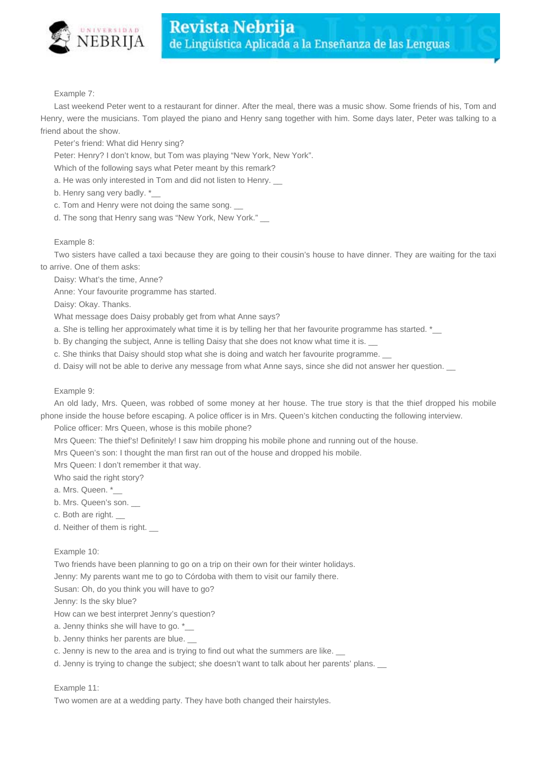Example 7:

Last weekend Peter went to a restaurant for dinner. After the meal, there was a music show. Some friends of his, Tom and Henry, were the musicians. Tom played the piano and Henry sang together with him. Some days later, Peter was talking to a friend about the show.

Peter's friend: What did Henry sing?

Peter: Henry? I don't know, but Tom was playing "New York, New York".

Which of the following says what Peter meant by this remark?

a. He was only interested in Tom and did not listen to Henry. __

b. Henry sang very badly. *__

c. Tom and Henry were not doing the same song. __

d. The song that Henry sang was "New York, New York." __

Example 8:

Two sisters have called a taxi because they are going to their cousin's house to have dinner. They are waiting for the taxi to arrive. One of them asks:

Daisy: What's the time, Anne?

Anne: Your favourite programme has started.

Daisy: Okay. Thanks.

What message does Daisy probably get from what Anne says?

a. She is telling her approximately what time it is by telling her that her favourite programme has started. *__

b. By changing the subject, Anne is telling Daisy that she does not know what time it is. __

c. She thinks that Daisy should stop what she is doing and watch her favourite programme. __

d. Daisy will not be able to derive any message from what Anne says, since she did not answer her question. __

Example 9:

An old lady, Mrs. Queen, was robbed of some money at her house. The true story is that the thief dropped his mobile phone inside the house before escaping. A police officer is in Mrs. Queen's kitchen conducting the following interview.

Police officer: Mrs Queen, whose is this mobile phone?

Mrs Queen: The thief's! Definitely! I saw him dropping his mobile phone and running out of the house.

Mrs Queen's son: I thought the man first ran out of the house and dropped his mobile.

Mrs Queen: I don't remember it that way.

Who said the right story?

a. Mrs. Queen. *__

b. Mrs. Queen's son. __

c. Both are right. __

d. Neither of them is right. __

Example 10:

Two friends have been planning to go on a trip on their own for their winter holidays.

Jenny: My parents want me to go to Córdoba with them to visit our family there.

Susan: Oh, do you think you will have to go?

Jenny: Is the sky blue?

How can we best interpret Jenny's question?

a. Jenny thinks she will have to go. *__

b. Jenny thinks her parents are blue. __

c. Jenny is new to the area and is trying to find out what the summers are like. __

d. Jenny is trying to change the subject; she doesn't want to talk about her parents' plans. __

Example 11:

Two women are at a wedding party. They have both changed their hairstyles.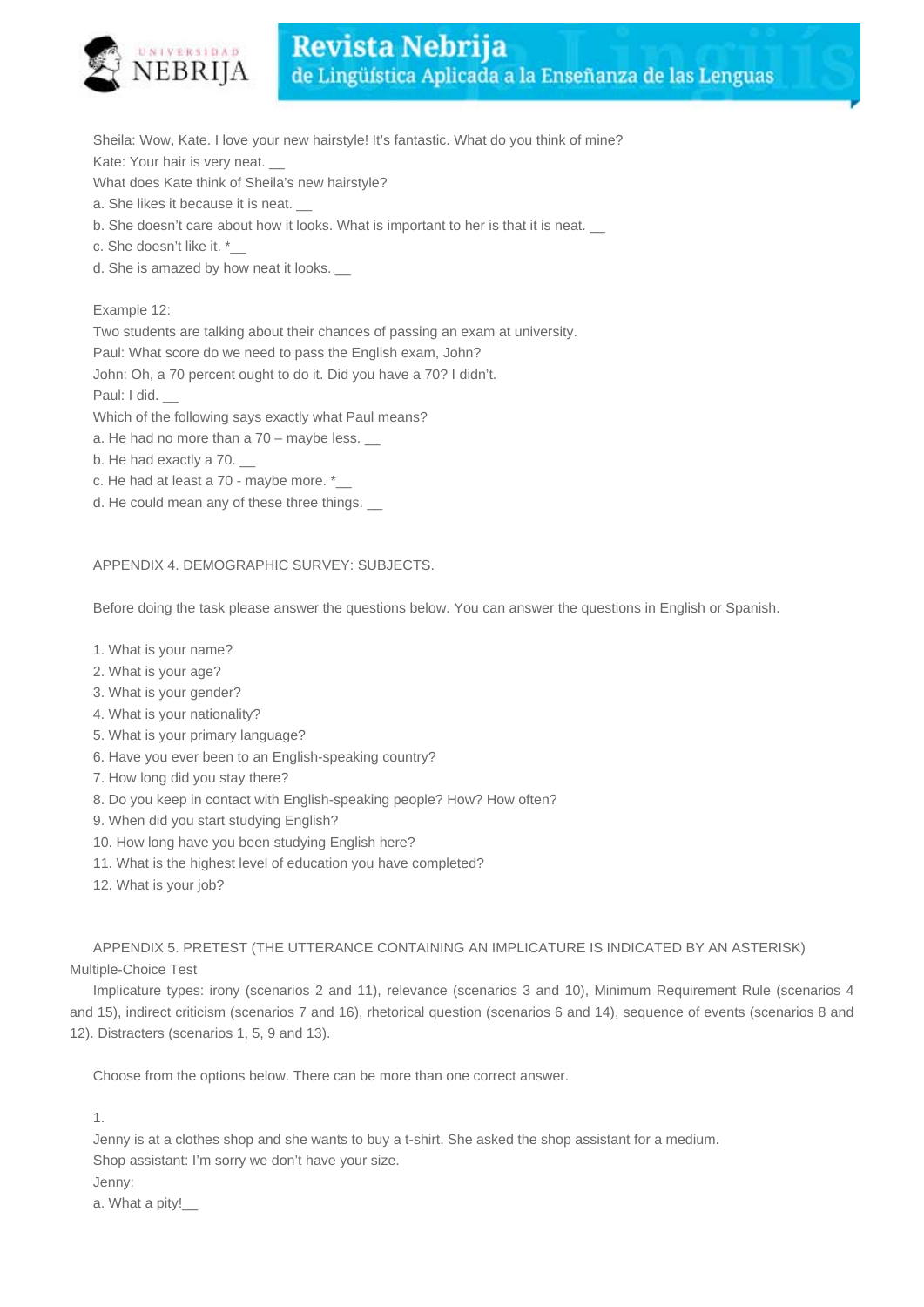Sheila: Wow, Kate. I love your new hairstyle! It's fantastic. What do you think of mine?

Kate: Your hair is very neat. __

What does Kate think of Sheila's new hairstyle?

a. She likes it because it is neat. __

b. She doesn't care about how it looks. What is important to her is that it is neat. __

c. She doesn't like it. *__

d. She is amazed by how neat it looks. __

Example 12:

Two students are talking about their chances of passing an exam at university.

Paul: What score do we need to pass the English exam, John?

John: Oh, a 70 percent ought to do it. Did you have a 70? I didn't.

Paul: I did. __

Which of the following says exactly what Paul means?

a. He had no more than a 70 – maybe less. __

b. He had exactly a 70. __

c. He had at least a 70 - maybe more. *__

d. He could mean any of these three things. __

APPENDIX 4. DEMOGRAPHIC SURVEY: SUBJECTS.

Before doing the task please answer the questions below. You can answer the questions in English or Spanish.

1. What is your name?
2. What is your age?
3. What is your gender?
4. What is your nationality?
5. What is your primary language?
6. Have you ever been to an English-speaking country?
7. How long did you stay there?
8. Do you keep in contact with English-speaking people? How? How often?
9. When did you start studying English?
10. How long have you been studying English here?
11. What is the highest level of education you have completed?
12. What is your job?

APPENDIX 5. PRETEST (THE UTTERANCE CONTAINING AN IMPLICATURE IS INDICATED BY AN ASTERISK)

Multiple-Choice Test

Implicature types: irony (scenarios 2 and 11), relevance (scenarios 3 and 10), Minimum Requirement Rule (scenarios 4 and 15), indirect criticism (scenarios 7 and 16), rhetorical question (scenarios 6 and 14), sequence of events (scenarios 8 and 12). Distracters (scenarios 1, 5, 9 and 13).

Choose from the options below. There can be more than one correct answer.

1.

Jenny is at a clothes shop and she wants to buy a t-shirt. She asked the shop assistant for a medium.

Shop assistant: I'm sorry we don't have your size.

Jenny:

a. What a pity!__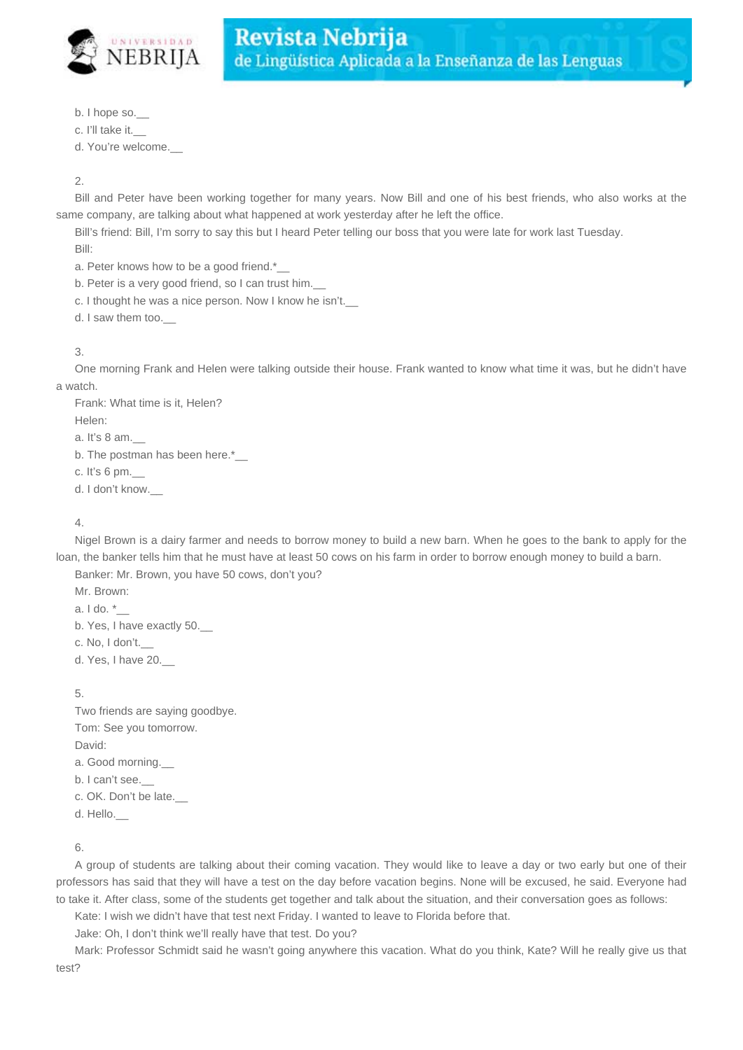b. I hope so.__

c. I'll take it.__

d. You're welcome.__

2.

Bill and Peter have been working together for many years. Now Bill and one of his best friends, who also works at the same company, are talking about what happened at work yesterday after he left the office.

Bill's friend: Bill, I'm sorry to say this but I heard Peter telling our boss that you were late for work last Tuesday.

Bill:

a. Peter knows how to be a good friend.*__

b. Peter is a very good friend, so I can trust him.__

c. I thought he was a nice person. Now I know he isn't.__

d. I saw them too.__

3.

One morning Frank and Helen were talking outside their house. Frank wanted to know what time it was, but he didn't have a watch.

Frank: What time is it, Helen?

Helen:

a. It's 8 am.__

b. The postman has been here.*__

c. It's 6 pm.__

d. I don't know.__

4.

Nigel Brown is a dairy farmer and needs to borrow money to build a new barn. When he goes to the bank to apply for the loan, the banker tells him that he must have at least 50 cows on his farm in order to borrow enough money to build a barn.

Banker: Mr. Brown, you have 50 cows, don't you?

Mr. Brown:

a. I do. *__

b. Yes, I have exactly 50.__

c. No, I don't.__

d. Yes, I have 20.__

5.

Two friends are saying goodbye.

Tom: See you tomorrow.

David:

a. Good morning.__

b. I can't see.__

c. OK. Don't be late.__

d. Hello.__

6.

A group of students are talking about their coming vacation. They would like to leave a day or two early but one of their professors has said that they will have a test on the day before vacation begins. None will be excused, he said. Everyone had to take it. After class, some of the students get together and talk about the situation, and their conversation goes as follows:

Kate: I wish we didn't have that test next Friday. I wanted to leave to Florida before that.

Jake: Oh, I don't think we'll really have that test. Do you?

Mark: Professor Schmidt said he wasn't going anywhere this vacation. What do you think, Kate? Will he really give us that test?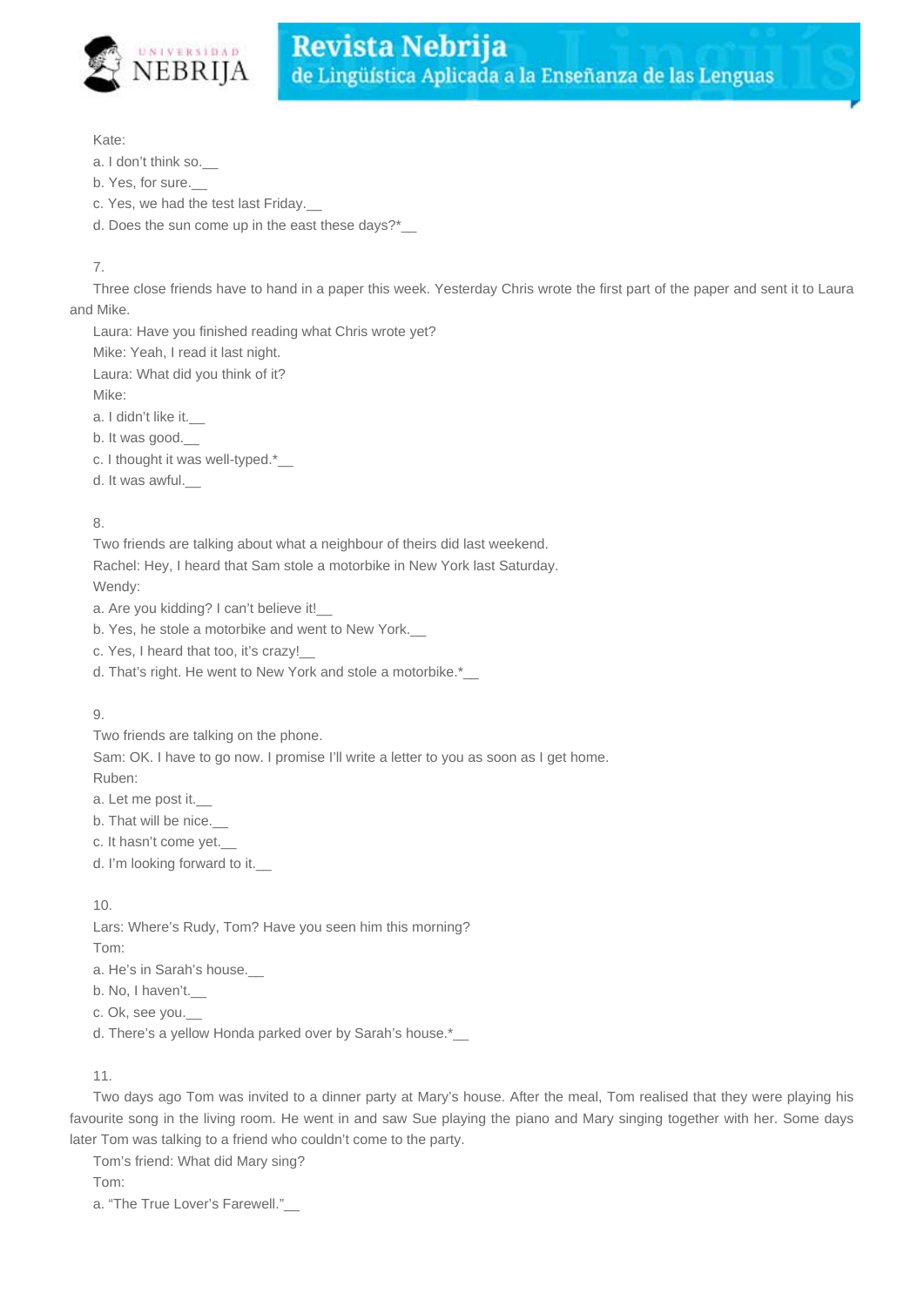Kate:

a. I don't think so.__

b. Yes, for sure.__

c. Yes, we had the test last Friday.__

d. Does the sun come up in the east these days?*__

7.

Three close friends have to hand in a paper this week. Yesterday Chris wrote the first part of the paper and sent it to Laura and Mike.

Laura: Have you finished reading what Chris wrote yet?

Mike: Yeah, I read it last night.

Laura: What did you think of it?

Mike:

a. I didn't like it.__

b. It was good.__

c. I thought it was well-typed.*__

d. It was awful.__

8.

Two friends are talking about what a neighbour of theirs did last weekend.

Rachel: Hey, I heard that Sam stole a motorbike in New York last Saturday.

Wendy:

a. Are you kidding? I can't believe it!__

b. Yes, he stole a motorbike and went to New York.__

c. Yes, I heard that too, it's crazy!__

d. That's right. He went to New York and stole a motorbike.*__

9.

Two friends are talking on the phone.

Sam: OK. I have to go now. I promise I'll write a letter to you as soon as I get home.

Ruben:

a. Let me post it.__

b. That will be nice.__

c. It hasn't come yet.__

d. I'm looking forward to it.__

10.

Lars: Where's Rudy, Tom? Have you seen him this morning?

Tom:

a. He's in Sarah's house.__

b. No, I haven't.__

c. Ok, see you.__

d. There's a yellow Honda parked over by Sarah's house.*__

11.

Two days ago Tom was invited to a dinner party at Mary's house. After the meal, Tom realised that they were playing his favourite song in the living room. He went in and saw Sue playing the piano and Mary singing together with her. Some days later Tom was talking to a friend who couldn't come to the party.

Tom's friend: What did Mary sing?

Tom:

a. "The True Lover's Farewell."__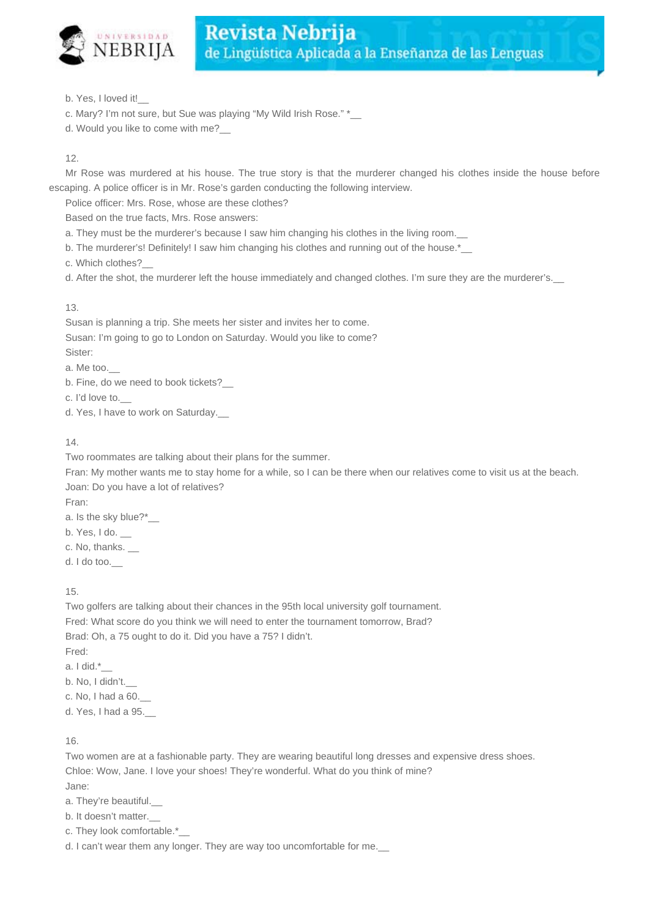b. Yes, I loved it!__

c. Mary? I'm not sure, but Sue was playing “My Wild Irish Rose.” *__

d. Would you like to come with me?__

12.

Mr Rose was murdered at his house. The true story is that the murderer changed his clothes inside the house before escaping. A police officer is in Mr. Rose's garden conducting the following interview.

Police officer: Mrs. Rose, whose are these clothes?

Based on the true facts, Mrs. Rose answers:

a. They must be the murderer's because I saw him changing his clothes in the living room.__

b. The murderer's! Definitely! I saw him changing his clothes and running out of the house.*__

c. Which clothes?__

d. After the shot, the murderer left the house immediately and changed clothes. I'm sure they are the murderer's.__

13.

Susan is planning a trip. She meets her sister and invites her to come.

Susan: I'm going to go to London on Saturday. Would you like to come?

Sister:

a. Me too.__

b. Fine, do we need to book tickets?__

c. I'd love to.__

d. Yes, I have to work on Saturday.__

14.

Two roommates are talking about their plans for the summer.

Fran: My mother wants me to stay home for a while, so I can be there when our relatives come to visit us at the beach.

Joan: Do you have a lot of relatives?

Fran:

a. Is the sky blue?*__

b. Yes, I do. __

c. No, thanks. __

d. I do too.__

15.

Two golfers are talking about their chances in the 95th local university golf tournament.

Fred: What score do you think we will need to enter the tournament tomorrow, Brad?

Brad: Oh, a 75 ought to do it. Did you have a 75? I didn't.

Fred:

a. I did.*__

b. No, I didn't.__

c. No, I had a 60.__

d. Yes, I had a 95.__

16.

Two women are at a fashionable party. They are wearing beautiful long dresses and expensive dress shoes.

Chloe: Wow, Jane. I love your shoes! They're wonderful. What do you think of mine?

Jane:

a. They're beautiful.__

b. It doesn't matter.__

c. They look comfortable.*__

d. I can't wear them any longer. They are way too uncomfortable for me.__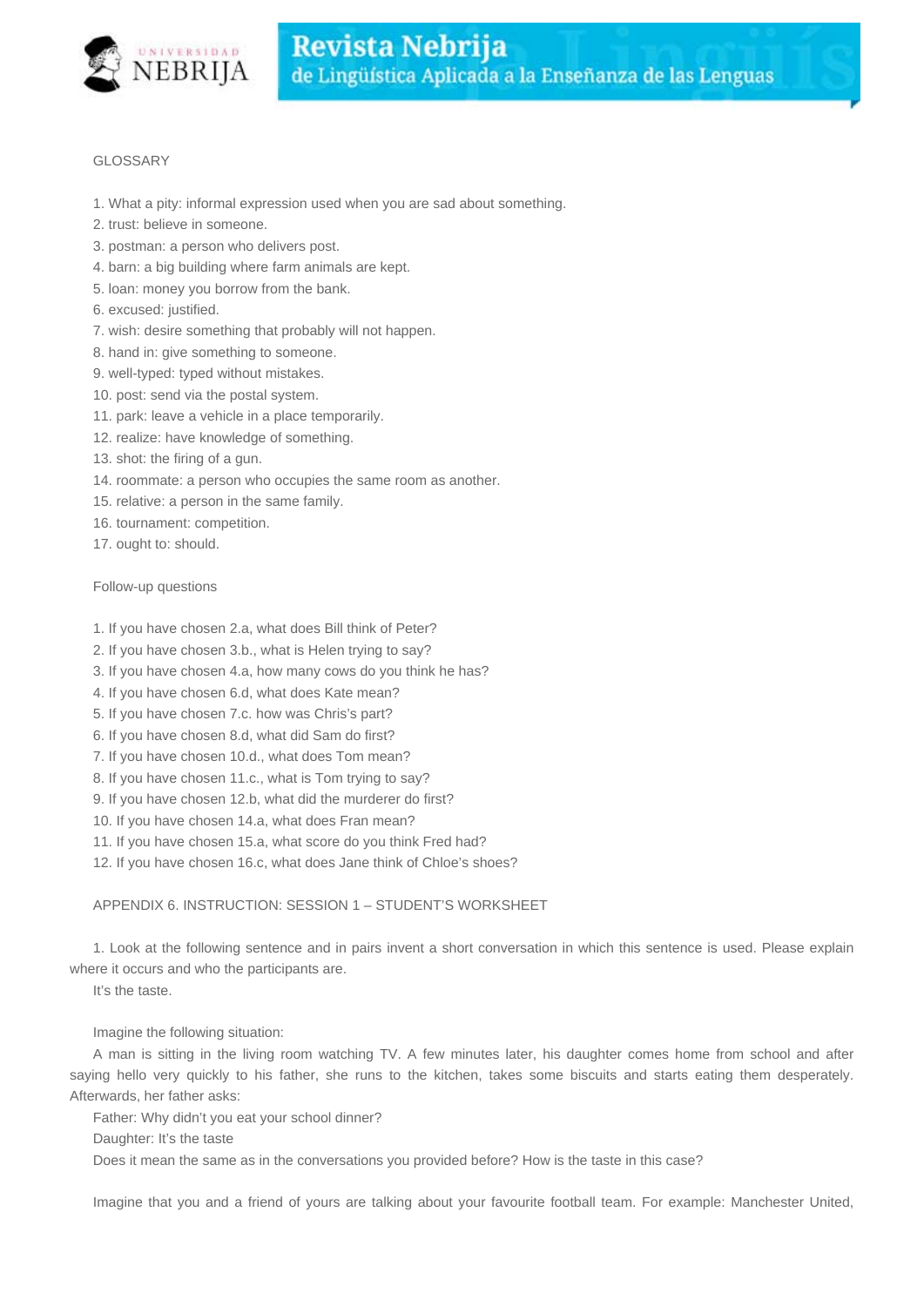GLOSSARY

1. What a pity: informal expression used when you are sad about something.
2. trust: believe in someone.
3. postman: a person who delivers post.
4. barn: a big building where farm animals are kept.
5. loan: money you borrow from the bank.
6. excused: justified.
7. wish: desire something that probably will not happen.
8. hand in: give something to someone.
9. well-typed: typed without mistakes.
10. post: send via the postal system.
11. park: leave a vehicle in a place temporarily.
12. realize: have knowledge of something.
13. shot: the firing of a gun.
14. roommate: a person who occupies the same room as another.
15. relative: a person in the same family.
16. tournament: competition.
17. ought to: should.

Follow-up questions

1. If you have chosen 2.a, what does Bill think of Peter?
2. If you have chosen 3.b., what is Helen trying to say?
3. If you have chosen 4.a, how many cows do you think he has?
4. If you have chosen 6.d, what does Kate mean?
5. If you have chosen 7.c. how was Chris's part?
6. If you have chosen 8.d, what did Sam do first?
7. If you have chosen 10.d., what does Tom mean?
8. If you have chosen 11.c., what is Tom trying to say?
9. If you have chosen 12.b, what did the murderer do first?
10. If you have chosen 14.a, what does Fran mean?
11. If you have chosen 15.a, what score do you think Fred had?
12. If you have chosen 16.c, what does Jane think of Chloe's shoes?

APPENDIX 6. INSTRUCTION: SESSION 1 – STUDENT'S WORKSHEET

1. Look at the following sentence and in pairs invent a short conversation in which this sentence is used. Please explain where it occurs and who the participants are.

It's the taste.

Imagine the following situation:

A man is sitting in the living room watching TV. A few minutes later, his daughter comes home from school and after saying hello very quickly to his father, she runs to the kitchen, takes some biscuits and starts eating them desperately. Afterwards, her father asks:

Father: Why didn't you eat your school dinner?

Daughter: It's the taste

Does it mean the same as in the conversations you provided before? How is the taste in this case?

Imagine that you and a friend of yours are talking about your favourite football team. For example: Manchester United,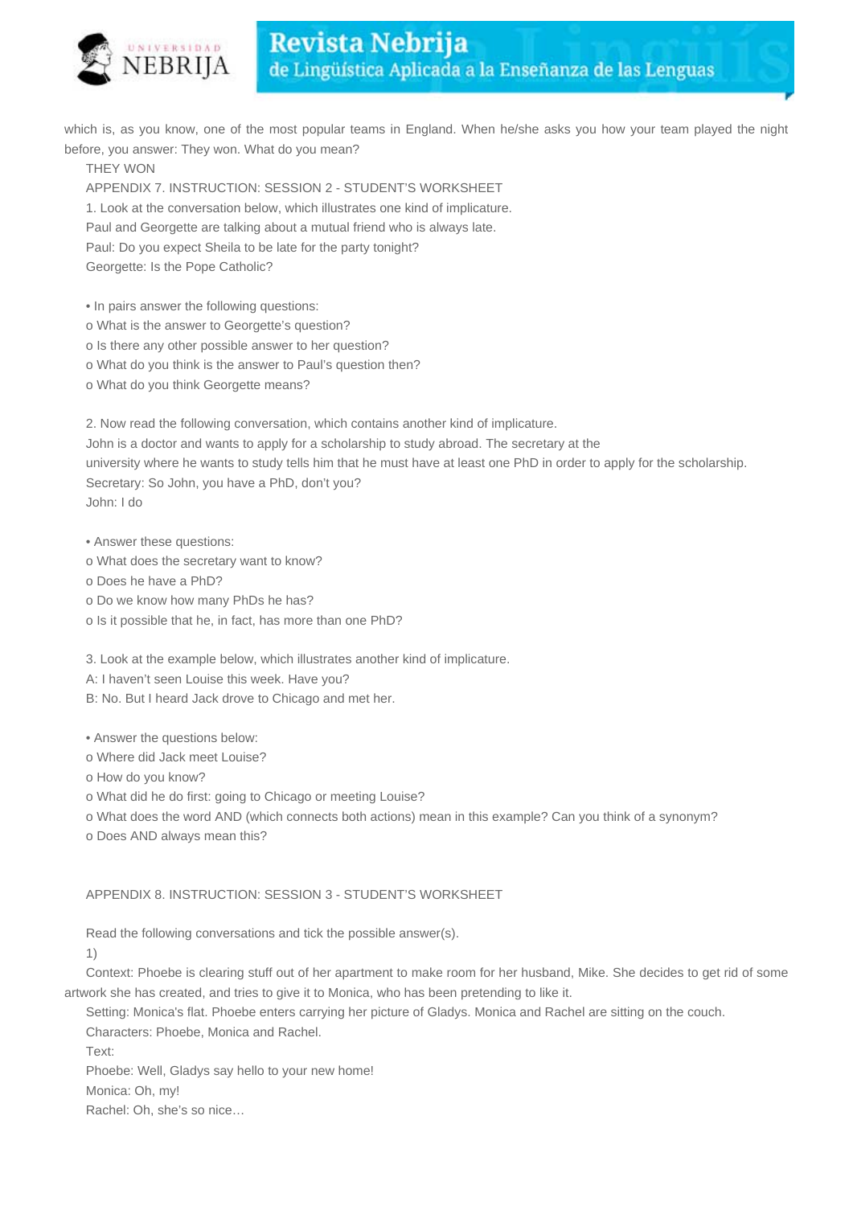which is, as you know, one of the most popular teams in England. When he/she asks you how your team played the night before, you answer: They won. What do you mean?

THEY WON

APPENDIX 7. INSTRUCTION: SESSION 2 - STUDENT'S WORKSHEET

1. Look at the conversation below, which illustrates one kind of implicature.

Paul and Georgette are talking about a mutual friend who is always late.

Paul: Do you expect Sheila to be late for the party tonight?

Georgette: Is the Pope Catholic?

• In pairs answer the following questions:

o What is the answer to Georgette's question?

o Is there any other possible answer to her question?

o What do you think is the answer to Paul's question then?

o What do you think Georgette means?

2. Now read the following conversation, which contains another kind of implicature.

John is a doctor and wants to apply for a scholarship to study abroad. The secretary at the university where he wants to study tells him that he must have at least one PhD in order to apply for the scholarship.

Secretary: So John, you have a PhD, don't you?

John: I do

• Answer these questions:

o What does the secretary want to know?

o Does he have a PhD?

o Do we know how many PhDs he has?

o Is it possible that he, in fact, has more than one PhD?

3. Look at the example below, which illustrates another kind of implicature.

A: I haven't seen Louise this week. Have you?

B: No. But I heard Jack drove to Chicago and met her.

• Answer the questions below:

o Where did Jack meet Louise?

o How do you know?

o What did he do first: going to Chicago or meeting Louise?

o What does the word AND (which connects both actions) mean in this example? Can you think of a synonym?

o Does AND always mean this?

APPENDIX 8. INSTRUCTION: SESSION 3 - STUDENT'S WORKSHEET

Read the following conversations and tick the possible answer(s).

1)

Context: Phoebe is clearing stuff out of her apartment to make room for her husband, Mike. She decides to get rid of some artwork she has created, and tries to give it to Monica, who has been pretending to like it.

Setting: Monica's flat. Phoebe enters carrying her picture of Gladys. Monica and Rachel are sitting on the couch.

Characters: Phoebe, Monica and Rachel.

Text:

Phoebe: Well, Gladys say hello to your new home!

Monica: Oh, my!

Rachel: Oh, she's so nice…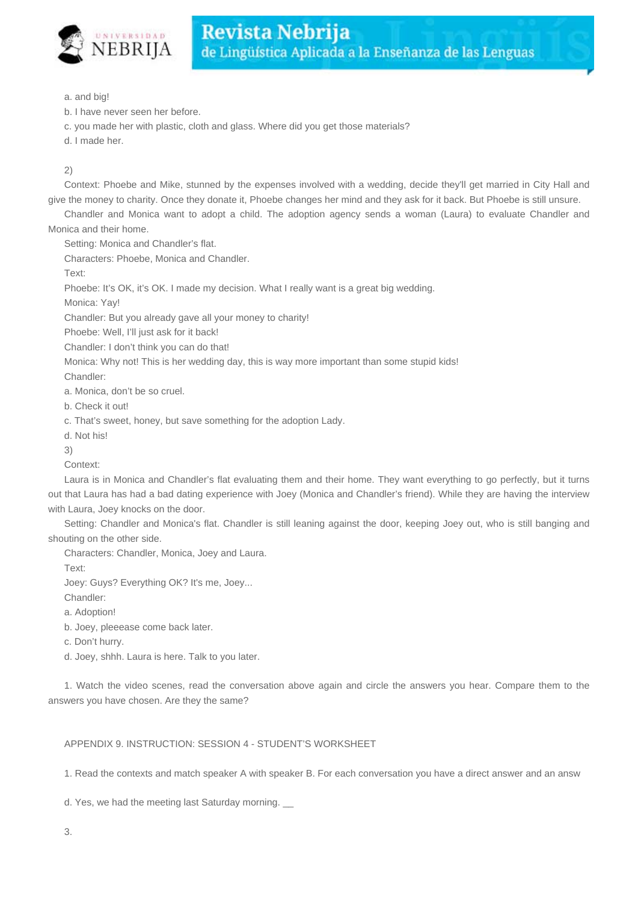a. and big!

b. I have never seen her before.

c. you made her with plastic, cloth and glass. Where did you get those materials?

d. I made her.

2)

Context: Phoebe and Mike, stunned by the expenses involved with a wedding, decide they'll get married in City Hall and give the money to charity. Once they donate it, Phoebe changes her mind and they ask for it back. But Phoebe is still unsure.

Chandler and Monica want to adopt a child. The adoption agency sends a woman (Laura) to evaluate Chandler and Monica and their home.

Setting: Monica and Chandler's flat.

Characters: Phoebe, Monica and Chandler.

Text:

Phoebe: It's OK, it's OK. I made my decision. What I really want is a great big wedding.

Monica: Yay!

Chandler: But you already gave all your money to charity!

Phoebe: Well, I'll just ask for it back!

Chandler: I don't think you can do that!

Monica: Why not! This is her wedding day, this is way more important than some stupid kids!

Chandler:

a. Monica, don't be so cruel.

b. Check it out!

c. That's sweet, honey, but save something for the adoption Lady.

d. Not his!

3)

Context:

Laura is in Monica and Chandler's flat evaluating them and their home. They want everything to go perfectly, but it turns out that Laura has had a bad dating experience with Joey (Monica and Chandler's friend). While they are having the interview with Laura, Joey knocks on the door.

Setting: Chandler and Monica's flat. Chandler is still leaning against the door, keeping Joey out, who is still banging and shouting on the other side.

Characters: Chandler, Monica, Joey and Laura.

Text:

Joey: Guys? Everything OK? It's me, Joey...

Chandler:

a. Adoption!

b. Joey, pleeease come back later.

c. Don't hurry.

d. Joey, shhh. Laura is here. Talk to you later.

1. Watch the video scenes, read the conversation above again and circle the answers you hear. Compare them to the answers you have chosen. Are they the same?

APPENDIX 9. INSTRUCTION: SESSION 4 - STUDENT'S WORKSHEET

1. Read the contexts and match speaker A with speaker B. For each conversation you have a direct answer and an answ

d. Yes, we had the meeting last Saturday morning. __

3.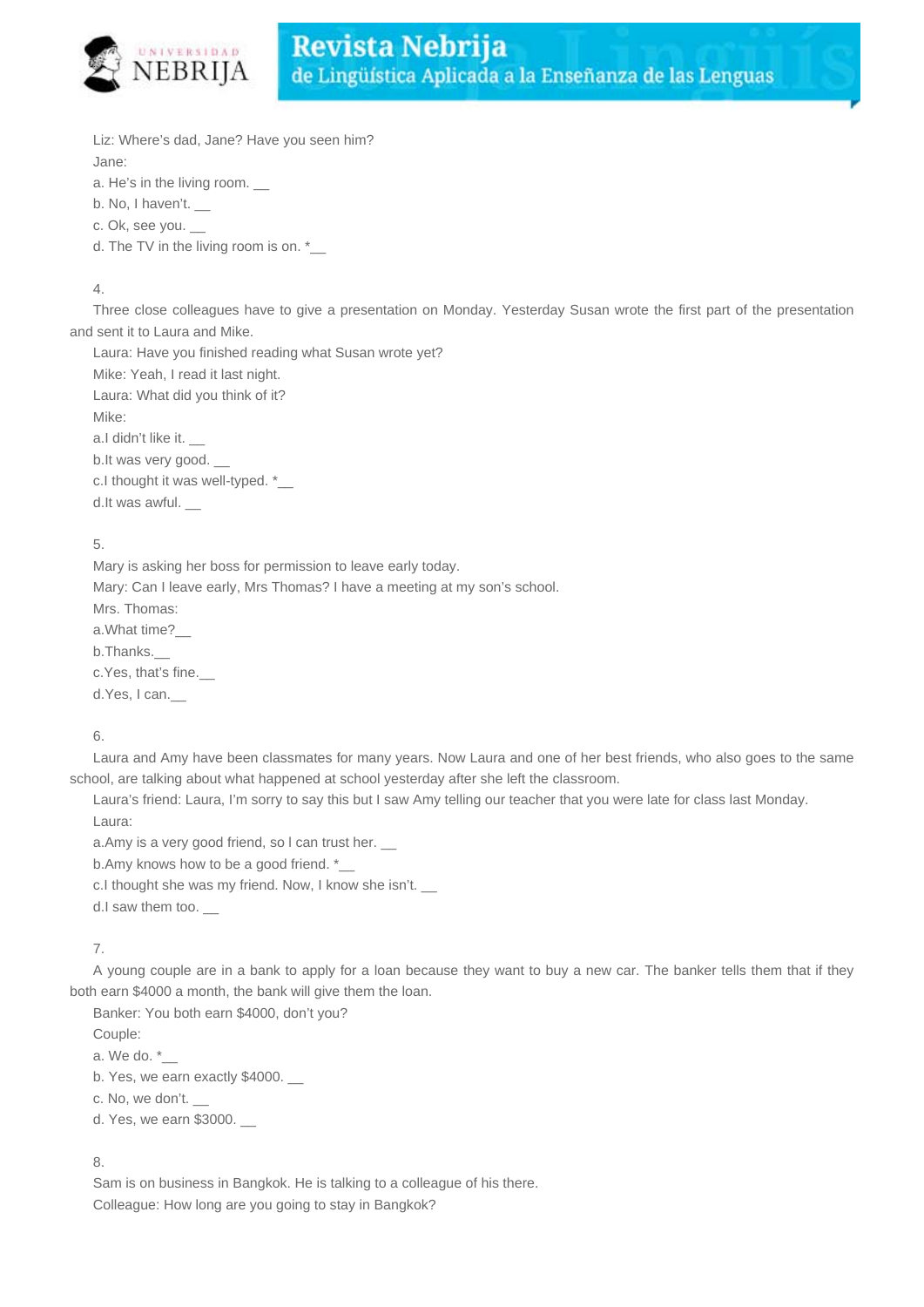Liz: Where's dad, Jane? Have you seen him?

Jane:

a. He's in the living room. __

b. No, I haven't. __

c. Ok, see you. __

d. The TV in the living room is on. *__

4.

Three close colleagues have to give a presentation on Monday. Yesterday Susan wrote the first part of the presentation and sent it to Laura and Mike.

Laura: Have you finished reading what Susan wrote yet?

Mike: Yeah, I read it last night.

Laura: What did you think of it?

Mike:

a.I didn't like it. __

b.It was very good. __

c.I thought it was well-typed. *__

d.It was awful. __

5.

Mary is asking her boss for permission to leave early today.

Mary: Can I leave early, Mrs Thomas? I have a meeting at my son's school.

Mrs. Thomas:

a.What time?__

b.Thanks.__

c.Yes, that's fine.__

d.Yes, I can.__

6.

Laura and Amy have been classmates for many years. Now Laura and one of her best friends, who also goes to the same school, are talking about what happened at school yesterday after she left the classroom.

Laura's friend: Laura, I'm sorry to say this but I saw Amy telling our teacher that you were late for class last Monday.

Laura:

a.Amy is a very good friend, so I can trust her. __

b.Amy knows how to be a good friend. *__

c.I thought she was my friend. Now, I know she isn't. __

d.I saw them too. __

7.

A young couple are in a bank to apply for a loan because they want to buy a new car. The banker tells them that if they both earn $4000 a month, the bank will give them the loan.

Banker: You both earn $4000, don't you?

Couple:

a. We do. *__

b. Yes, we earn exactly $4000. __

c. No, we don't. __

d. Yes, we earn $3000. __

8.

Sam is on business in Bangkok. He is talking to a colleague of his there.

Colleague: How long are you going to stay in Bangkok?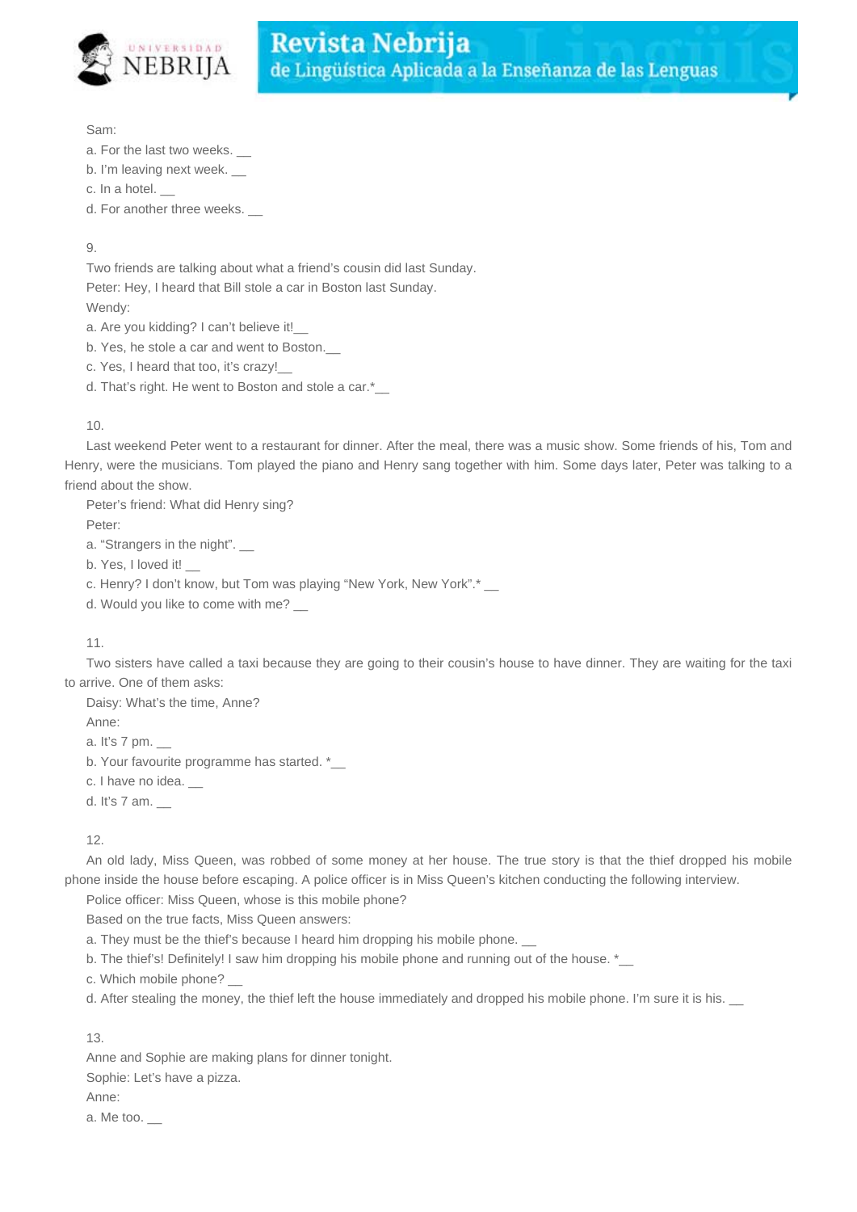Sam:

a. For the last two weeks. __

b. I'm leaving next week. __

c. In a hotel. __

d. For another three weeks. __

9.

Two friends are talking about what a friend's cousin did last Sunday.

Peter: Hey, I heard that Bill stole a car in Boston last Sunday.

Wendy:

a. Are you kidding? I can't believe it!__

b. Yes, he stole a car and went to Boston.__

c. Yes, I heard that too, it's crazy!__

d. That's right. He went to Boston and stole a car.*__

10.

Last weekend Peter went to a restaurant for dinner. After the meal, there was a music show. Some friends of his, Tom and Henry, were the musicians. Tom played the piano and Henry sang together with him. Some days later, Peter was talking to a friend about the show.

Peter's friend: What did Henry sing?

Peter:

a. "Strangers in the night". __

b. Yes, I loved it! __

c. Henry? I don't know, but Tom was playing "New York, New York".* __

d. Would you like to come with me? __

11.

Two sisters have called a taxi because they are going to their cousin's house to have dinner. They are waiting for the taxi to arrive. One of them asks:

Daisy: What's the time, Anne?

Anne:

a. It's 7 pm. __

b. Your favourite programme has started. *__

c. I have no idea. __

d. It's 7 am. __

12.

An old lady, Miss Queen, was robbed of some money at her house. The true story is that the thief dropped his mobile phone inside the house before escaping. A police officer is in Miss Queen's kitchen conducting the following interview.

Police officer: Miss Queen, whose is this mobile phone?

Based on the true facts, Miss Queen answers:

a. They must be the thief's because I heard him dropping his mobile phone. __

b. The thief's! Definitely! I saw him dropping his mobile phone and running out of the house. *__

c. Which mobile phone? __

d. After stealing the money, the thief left the house immediately and dropped his mobile phone. I'm sure it is his. __

13.

Anne and Sophie are making plans for dinner tonight.

Sophie: Let's have a pizza.

Anne:

a. Me too. __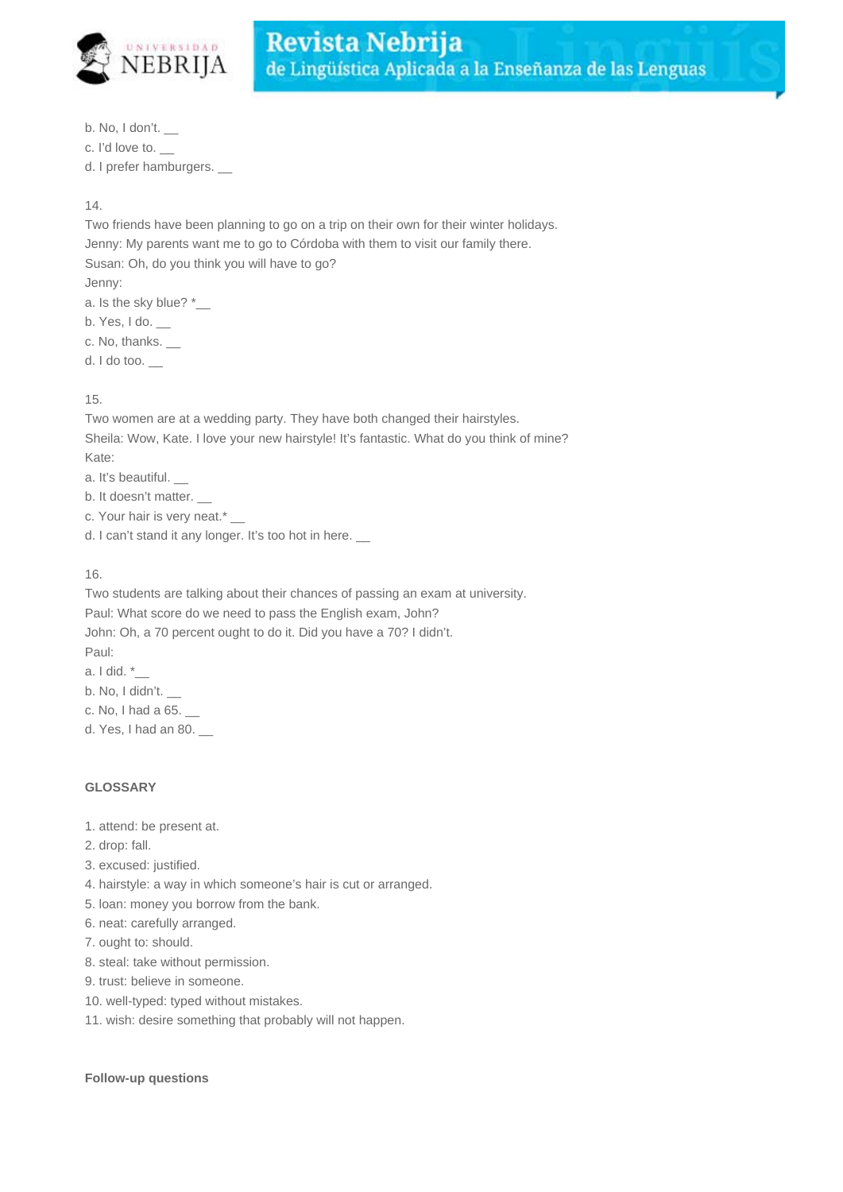b. No, I don't. __
c. I'd love to. __
d. I prefer hamburgers. __

14.
Two friends have been planning to go on a trip on their own for their winter holidays.
Jenny: My parents want me to go to Córdoba with them to visit our family there.
Susan: Oh, do you think you will have to go?
Jenny:
a. Is the sky blue? *__
b. Yes, I do. __
c. No, thanks. __
d. I do too. __

15.
Two women are at a wedding party. They have both changed their hairstyles.
Sheila: Wow, Kate. I love your new hairstyle! It's fantastic. What do you think of mine?
Kate:
a. It's beautiful. __
b. It doesn't matter. __
c. Your hair is very neat.* __
d. I can't stand it any longer. It's too hot in here. __

16.
Two students are talking about their chances of passing an exam at university.
Paul: What score do we need to pass the English exam, John?
John: Oh, a 70 percent ought to do it. Did you have a 70? I didn't.
Paul:
a. I did. *__
b. No, I didn't. __
c. No, I had a 65. __
d. Yes, I had an 80. __

**GLOSSARY**

1. attend: be present at.
2. drop: fall.
3. excused: justified.
4. hairstyle: a way in which someone's hair is cut or arranged.
5. loan: money you borrow from the bank.
6. neat: carefully arranged.
7. ought to: should.
8. steal: take without permission.
9. trust: believe in someone.
10. well-typed: typed without mistakes.
11. wish: desire something that probably will not happen.

**Follow-up questions**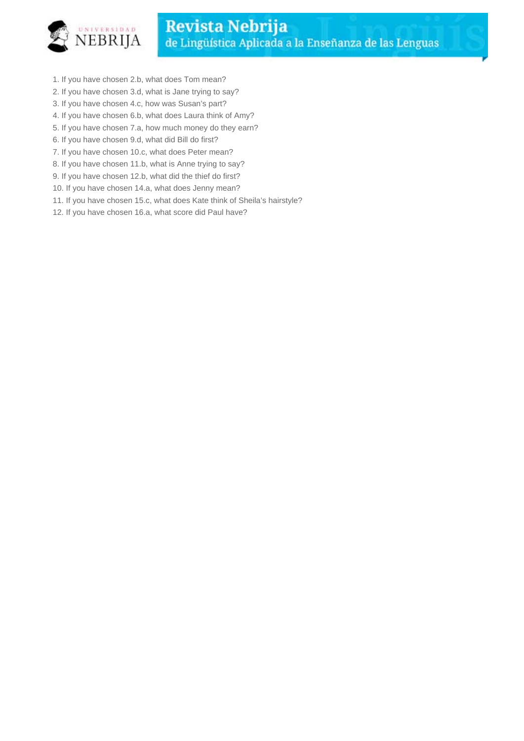1. If you have chosen 2.b, what does Tom mean?
2. If you have chosen 3.d, what is Jane trying to say?
3. If you have chosen 4.c, how was Susan's part?
4. If you have chosen 6.b, what does Laura think of Amy?
5. If you have chosen 7.a, how much money do they earn?
6. If you have chosen 9.d, what did Bill do first?
7. If you have chosen 10.c, what does Peter mean?
8. If you have chosen 11.b, what is Anne trying to say?
9. If you have chosen 12.b, what did the thief do first?
10. If you have chosen 14.a, what does Jenny mean?
11. If you have chosen 15.c, what does Kate think of Sheila's hairstyle?
12. If you have chosen 16.a, what score did Paul have?